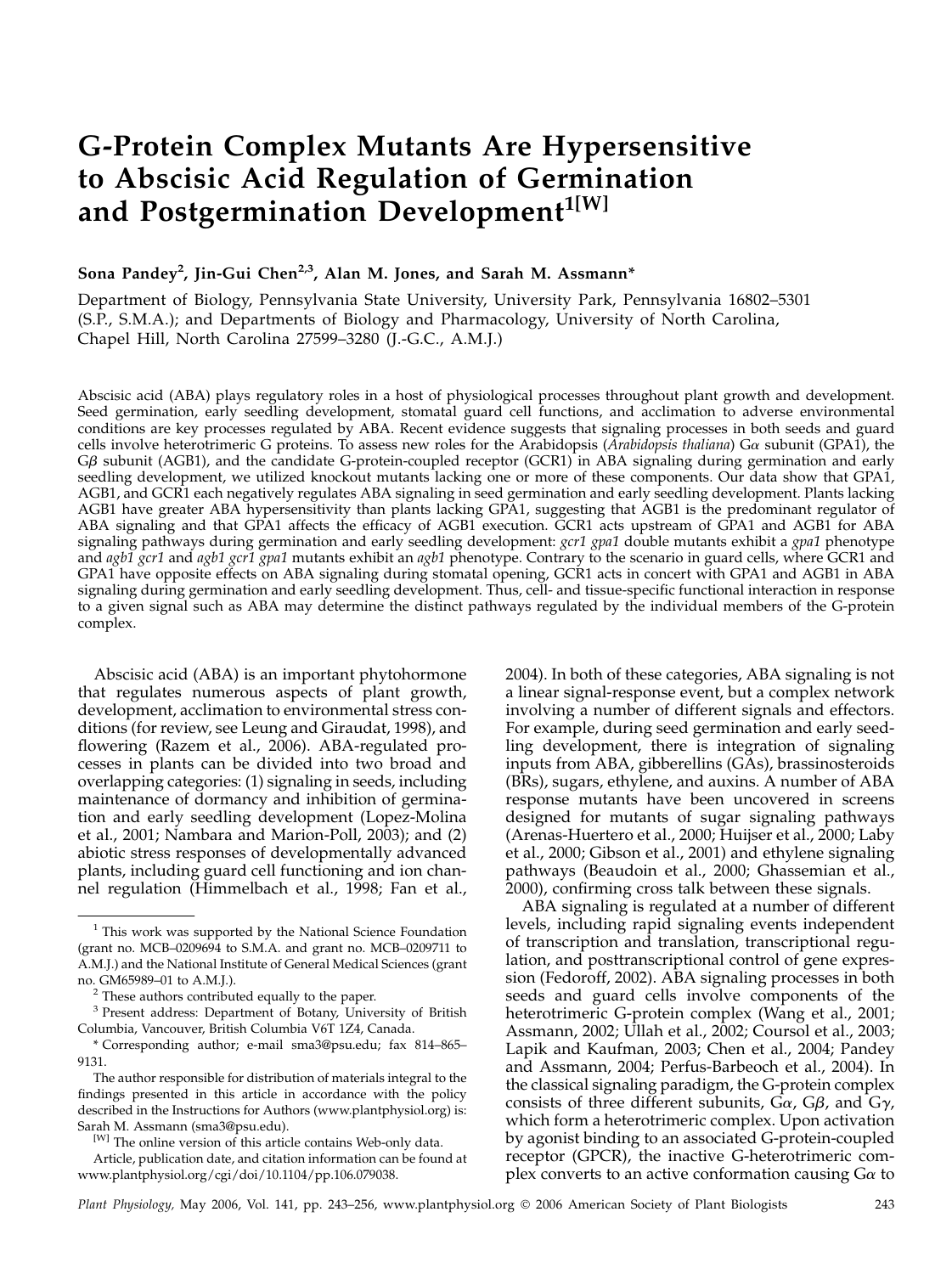# G-Protein Complex Mutants Are Hypersensitive to Abscisic Acid Regulation of Germination and Postgermination Development[1[W]]

**Sona Pandey[2], Jin-Gui Chen[2,3], Alan M. Jones, and Sarah M. Assmann***

Department of Biology, Pennsylvania State University, University Park, Pennsylvania 16802–5301 (S.P., S.M.A.); and Departments of Biology and Pharmacology, University of North Carolina, Chapel Hill, North Carolina 27599–3280 (J.-G.C., A.M.J.)

Abscisic acid (ABA) plays regulatory roles in a host of physiological processes throughout plant growth and development. Seed germination, early seedling development, stomatal guard cell functions, and acclimation to adverse environmental conditions are key processes regulated by ABA. Recent evidence suggests that signaling processes in both seeds and guard cells involve heterotrimeric G proteins. To assess new roles for the Arabidopsis (*Arabidopsis thaliana*) Gα subunit (GPA1), the Gβ subunit (AGB1), and the candidate G-protein-coupled receptor (GCR1) in ABA signaling during germination and early seedling development, we utilized knockout mutants lacking one or more of these components. Our data show that GPA1, AGB1, and GCR1 each negatively regulates ABA signaling in seed germination and early seedling development. Plants lacking AGB1 have greater ABA hypersensitivity than plants lacking GPA1, suggesting that AGB1 is the predominant regulator of ABA signaling and that GPA1 affects the efficacy of AGB1 execution. GCR1 acts upstream of GPA1 and AGB1 for ABA signaling pathways during germination and early seedling development: *gcr1 gpa1* double mutants exhibit a *gpa1* phenotype and *agb1 gcr1* and *agb1 gcr1 gpa1* mutants exhibit an *agb1* phenotype. Contrary to the scenario in guard cells, where GCR1 and GPA1 have opposite effects on ABA signaling during stomatal opening, GCR1 acts in concert with GPA1 and AGB1 in ABA signaling during germination and early seedling development. Thus, cell- and tissue-specific functional interaction in response to a given signal such as ABA may determine the distinct pathways regulated by the individual members of the G-protein complex.

Abscisic acid (ABA) is an important phytohormone that regulates numerous aspects of plant growth, development, acclimation to environmental stress conditions (for review, see Leung and Giraudat, 1998), and flowering (Razem et al., 2006). ABA-regulated processes in plants can be divided into two broad and overlapping categories: (1) signaling in seeds, including maintenance of dormancy and inhibition of germination and early seedling development (Lopez-Molina et al., 2001; Nambara and Marion-Poll, 2003); and (2) abiotic stress responses of developmentally advanced plants, including guard cell functioning and ion channel regulation (Himmelbach et al., 1998; Fan et al., 2004). In both of these categories, ABA signaling is not a linear signal-response event, but a complex network involving a number of different signals and effectors. For example, during seed germination and early seedling development, there is integration of signaling inputs from ABA, gibberellins (GAs), brassinosteroids (BRs), sugars, ethylene, and auxins. A number of ABA response mutants have been uncovered in screens designed for mutants of sugar signaling pathways (Arenas-Huertero et al., 2000; Huijser et al., 2000; Laby et al., 2000; Gibson et al., 2001) and ethylene signaling pathways (Beaudoin et al., 2000; Ghassemian et al., 2000), confirming cross talk between these signals.

ABA signaling is regulated at a number of different levels, including rapid signaling events independent of transcription and translation, transcriptional regulation, and posttranscriptional control of gene expression (Fedoroff, 2002). ABA signaling processes in both seeds and guard cells involve components of the heterotrimeric G-protein complex (Wang et al., 2001; Assmann, 2002; Ullah et al., 2002; Coursol et al., 2003; Lapik and Kaufman, 2003; Chen et al., 2004; Pandey and Assmann, 2004; Perfus-Barbeoch et al., 2004). In the classical signaling paradigm, the G-protein complex consists of three different subunits, Gα, Gβ, and Gγ, which form a heterotrimeric complex. Upon activation by agonist binding to an associated G-protein-coupled receptor (GPCR), the inactive G-heterotrimeric complex converts to an active conformation causing Gα to

---

[1] This work was supported by the National Science Foundation (grant no. MCB–0209694 to S.M.A. and grant no. MCB–0209711 to A.M.J.) and the National Institute of General Medical Sciences (grant no. GM65989–01 to A.M.J.).

[2] These authors contributed equally to the paper.

[3] Present address: Department of Botany, University of British Columbia, Vancouver, British Columbia V6T 1Z4, Canada.

\* Corresponding author; e-mail sma3@psu.edu; fax 814–865–9131.

The author responsible for distribution of materials integral to the findings presented in this article in accordance with the policy described in the Instructions for Authors (www.plantphysiol.org) is: Sarah M. Assmann (sma3@psu.edu).

[W] The online version of this article contains Web-only data.

Article, publication date, and citation information can be found at www.plantphysiol.org/cgi/doi/10.1104/pp.106.079038.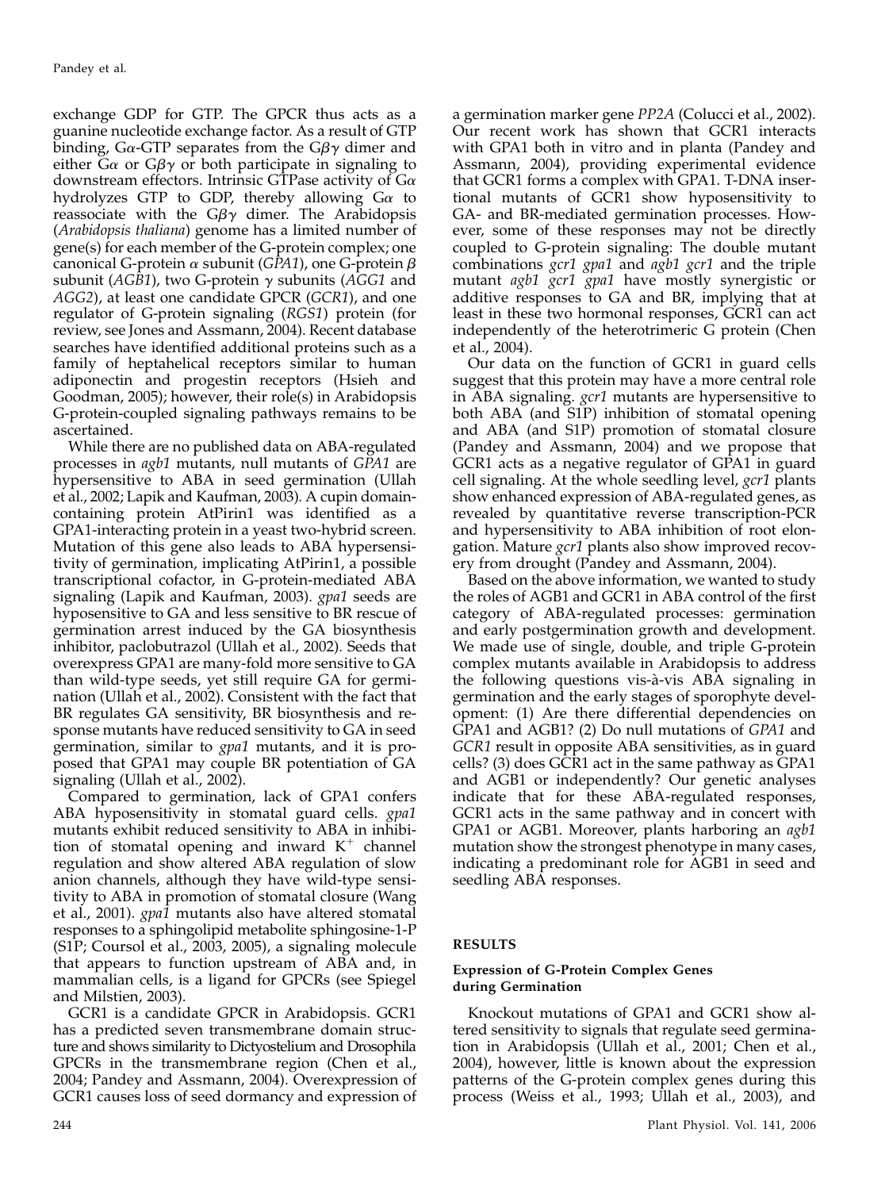exchange GDP for GTP. The GPCR thus acts as a guanine nucleotide exchange factor. As a result of GTP binding, Gα-GTP separates from the Gβγ dimer and either Gα or Gβγ or both participate in signaling to downstream effectors. Intrinsic GTPase activity of Gα hydrolyzes GTP to GDP, thereby allowing Gα to reassociate with the Gβγ dimer. The Arabidopsis (*Arabidopsis thaliana*) genome has a limited number of gene(s) for each member of the G-protein complex; one canonical G-protein α subunit (*GPA1*), one G-protein β subunit (*AGB1*), two G-protein γ subunits (*AGG1* and *AGG2*), at least one candidate GPCR (*GCR1*), and one regulator of G-protein signaling (*RGS1*) protein (for review, see Jones and Assmann, 2004). Recent database searches have identified additional proteins such as a family of heptahelical receptors similar to human adiponectin and progestin receptors (Hsieh and Goodman, 2005); however, their role(s) in Arabidopsis G-protein-coupled signaling pathways remains to be ascertained.

While there are no published data on ABA-regulated processes in *agb1* mutants, null mutants of *GPA1* are hypersensitive to ABA in seed germination (Ullah et al., 2002; Lapik and Kaufman, 2003). A cupin domain-containing protein AtPirin1 was identified as a GPA1-interacting protein in a yeast two-hybrid screen. Mutation of this gene also leads to ABA hypersensitivity of germination, implicating AtPirin1, a possible transcriptional cofactor, in G-protein-mediated ABA signaling (Lapik and Kaufman, 2003). *gpa1* seeds are hyposensitive to GA and less sensitive to BR rescue of germination arrest induced by the GA biosynthesis inhibitor, paclobutrazol (Ullah et al., 2002). Seeds that overexpress GPA1 are many-fold more sensitive to GA than wild-type seeds, yet still require GA for germination (Ullah et al., 2002). Consistent with the fact that BR regulates GA sensitivity, BR biosynthesis and response mutants have reduced sensitivity to GA in seed germination, similar to *gpa1* mutants, and it is proposed that GPA1 may couple BR potentiation of GA signaling (Ullah et al., 2002).

Compared to germination, lack of GPA1 confers ABA hyposensitivity in stomatal guard cells. *gpa1* mutants exhibit reduced sensitivity to ABA in inhibition of stomatal opening and inward $K^+$ channel regulation and show altered ABA regulation of slow anion channels, although they have wild-type sensitivity to ABA in promotion of stomatal closure (Wang et al., 2001). *gpa1* mutants also have altered stomatal responses to a sphingolipid metabolite sphingosine-1-P (S1P; Coursol et al., 2003, 2005), a signaling molecule that appears to function upstream of ABA and, in mammalian cells, is a ligand for GPCRs (see Spiegel and Milstien, 2003).

GCR1 is a candidate GPCR in Arabidopsis. GCR1 has a predicted seven transmembrane domain structure and shows similarity to Dictyostelium and Drosophila GPCRs in the transmembrane region (Chen et al., 2004; Pandey and Assmann, 2004). Overexpression of GCR1 causes loss of seed dormancy and expression of a germination marker gene *PP2A* (Colucci et al., 2002). Our recent work has shown that GCR1 interacts with GPA1 both in vitro and in planta (Pandey and Assmann, 2004), providing experimental evidence that GCR1 forms a complex with GPA1. T-DNA insertional mutants of GCR1 show hyposensitivity to GA- and BR-mediated germination processes. However, some of these responses may not be directly coupled to G-protein signaling: The double mutant combinations *gcr1 gpa1* and *agb1 gcr1* and the triple mutant *agb1 gcr1 gpa1* have mostly synergistic or additive responses to GA and BR, implying that at least in these two hormonal responses, GCR1 can act independently of the heterotrimeric G protein (Chen et al., 2004).

Our data on the function of GCR1 in guard cells suggest that this protein may have a more central role in ABA signaling. *gcr1* mutants are hypersensitive to both ABA (and S1P) inhibition of stomatal opening and ABA (and S1P) promotion of stomatal closure (Pandey and Assmann, 2004) and we propose that GCR1 acts as a negative regulator of GPA1 in guard cell signaling. At the whole seedling level, *gcr1* plants show enhanced expression of ABA-regulated genes, as revealed by quantitative reverse transcription-PCR and hypersensitivity to ABA inhibition of root elongation. Mature *gcr1* plants also show improved recovery from drought (Pandey and Assmann, 2004).

Based on the above information, we wanted to study the roles of AGB1 and GCR1 in ABA control of the first category of ABA-regulated processes: germination and early postgermination growth and development. We made use of single, double, and triple G-protein complex mutants available in Arabidopsis to address the following questions vis-à-vis ABA signaling in germination and the early stages of sporophyte development: (1) Are there differential dependencies on GPA1 and AGB1? (2) Do null mutations of *GPA1* and *GCR1* result in opposite ABA sensitivities, as in guard cells? (3) does GCR1 act in the same pathway as GPA1 and AGB1 or independently? Our genetic analyses indicate that for these ABA-regulated responses, GCR1 acts in the same pathway and in concert with GPA1 or AGB1. Moreover, plants harboring an *agb1* mutation show the strongest phenotype in many cases, indicating a predominant role for AGB1 in seed and seedling ABA responses.

## RESULTS

### Expression of G-Protein Complex Genes during Germination

Knockout mutations of GPA1 and GCR1 show altered sensitivity to signals that regulate seed germination in Arabidopsis (Ullah et al., 2001; Chen et al., 2004), however, little is known about the expression patterns of the G-protein complex genes during this process (Weiss et al., 1993; Ullah et al., 2003), and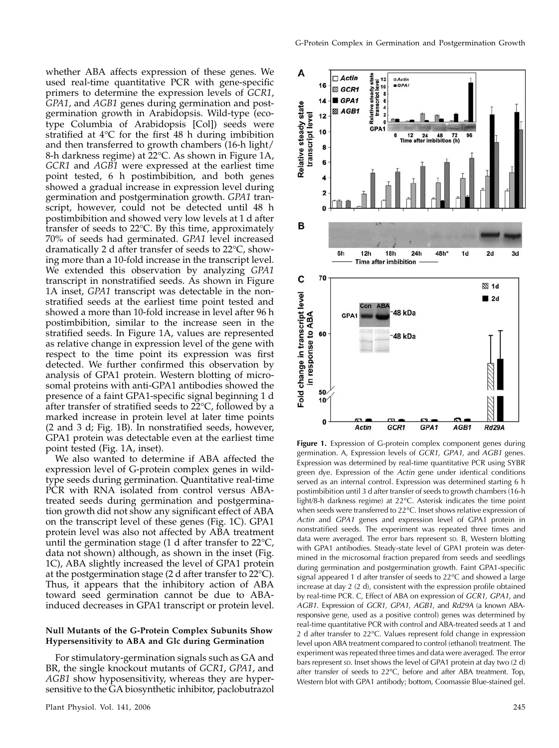whether ABA affects expression of these genes. We used real-time quantitative PCR with gene-specific primers to determine the expression levels of *GCR1*, *GPA1*, and *AGB1* genes during germination and postgermination growth in Arabidopsis. Wild-type (ecotype Columbia of Arabidopsis [Col]) seeds were stratified at 4°C for the first 48 h during imbibition and then transferred to growth chambers (16-h light/8-h darkness regime) at 22°C. As shown in Figure 1A, *GCR1* and *AGB1* were expressed at the earliest time point tested, 6 h postimbibition, and both genes showed a gradual increase in expression level during germination and postgermination growth. *GPA1* transcript, however, could not be detected until 48 h postimbibition and showed very low levels at 1 d after transfer of seeds to 22°C. By this time, approximately 70% of seeds had germinated. *GPA1* level increased dramatically 2 d after transfer of seeds to 22°C, showing more than a 10-fold increase in the transcript level. We extended this observation by analyzing *GPA1* transcript in nonstratified seeds. As shown in Figure 1A inset, *GPA1* transcript was detectable in the nonstratified seeds at the earliest time point tested and showed a more than 10-fold increase in level after 96 h postimbibition, similar to the increase seen in the stratified seeds. In Figure 1A, values are represented as relative change in expression level of the gene with respect to the time point its expression was first detected. We further confirmed this observation by analysis of GPA1 protein. Western blotting of microsomal proteins with anti-GPA1 antibodies showed the presence of a faint GPA1-specific signal beginning 1 d after transfer of stratified seeds to 22°C, followed by a marked increase in protein level at later time points (2 and 3 d; Fig. 1B). In nonstratified seeds, however, GPA1 protein was detectable even at the earliest time point tested (Fig. 1A, inset).

We also wanted to determine if ABA affected the expression level of G-protein complex genes in wild-type seeds during germination. Quantitative real-time PCR with RNA isolated from control versus ABA-treated seeds during germination and postgermination growth did not show any significant effect of ABA on the transcript level of these genes (Fig. 1C). GPA1 protein level was also not affected by ABA treatment until the germination stage (1 d after transfer to 22°C, data not shown) although, as shown in the inset (Fig. 1C), ABA slightly increased the level of GPA1 protein at the postgermination stage (2 d after transfer to 22°C). Thus, it appears that the inhibitory action of ABA toward seed germination cannot be due to ABA-induced decreases in GPA1 transcript or protein level.

#### Null Mutants of the G-Protein Complex Subunits Show Hypersensitivity to ABA and Glc during Germination

For stimulatory-germination signals such as GA and BR, the single knockout mutants of *GCR1*, *GPA1*, and *AGB1* show hyposensitivity, whereas they are hypersensitive to the GA biosynthetic inhibitor, paclobutrazol

**Figure 1.** Expression of G-protein complex component genes during germination. A, Expression levels of *GCR1*, *GPA1*, and *AGB1* genes. Expression was determined by real-time quantitative PCR using SYBR green dye. Expression of the *Actin* gene under identical conditions served as an internal control. Expression was determined starting 6 h postimbibition until 3 d after transfer of seeds to growth chambers (16-h light/8-h darkness regime) at 22°C. Asterisk indicates the time point when seeds were transferred to 22°C. Inset shows relative expression of *Actin* and *GPA1* genes and expression level of GPA1 protein in nonstratified seeds. The experiment was repeated three times and data were averaged. The error bars represent SD. B, Western blotting with GPA1 antibodies. Steady-state level of GPA1 protein was determined in the microsomal fraction prepared from seeds and seedlings during germination and postgermination growth. Faint GPA1-specific signal appeared 1 d after transfer of seeds to 22°C and showed a large increase at day 2 (2 d), consistent with the expression profile obtained by real-time PCR. C, Effect of ABA on expression of *GCR1*, *GPA1*, and *AGB1*. Expression of *GCR1*, *GPA1*, *AGB1*, and *Rd29A* (a known ABA-responsive gene, used as a positive control) genes was determined by real-time quantitative PCR with control and ABA-treated seeds at 1 and 2 d after transfer to 22°C. Values represent fold change in expression level upon ABA treatment compared to control (ethanol) treatment. The experiment was repeated three times and data were averaged. The error bars represent SD. Inset shows the level of GPA1 protein at day two (2 d) after transfer of seeds to 22°C, before and after ABA treatment. Top, Western blot with GPA1 antibody; bottom, Coomassie Blue-stained gel.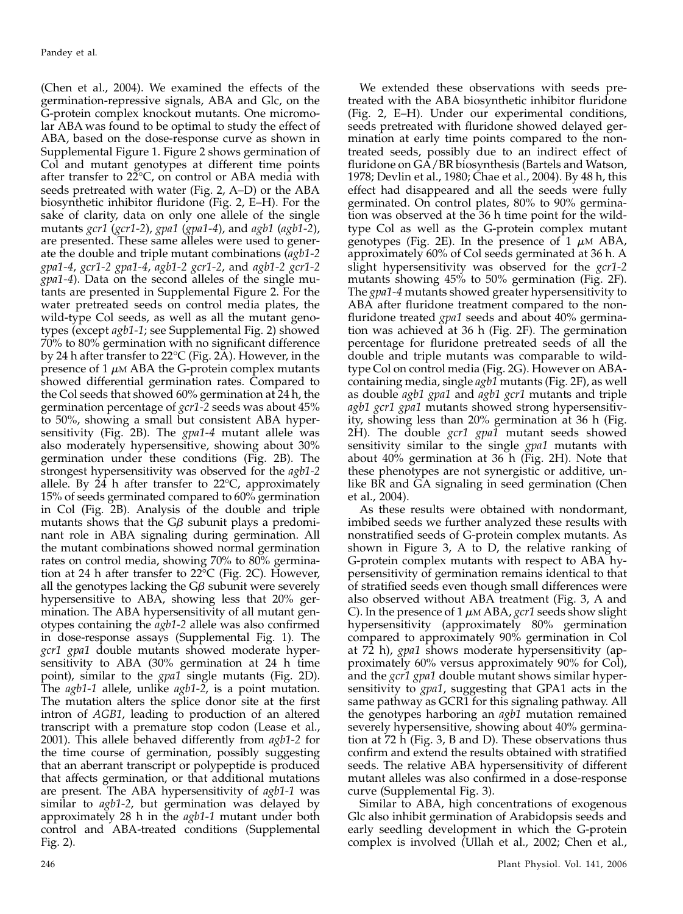(Chen et al., 2004). We examined the effects of the germination-repressive signals, ABA and Glc, on the G-protein complex knockout mutants. One micromolar ABA was found to be optimal to study the effect of ABA, based on the dose-response curve as shown in Supplemental Figure 1. Figure 2 shows germination of Col and mutant genotypes at different time points after transfer to 22°C, on control or ABA media with seeds pretreated with water (Fig. 2, A–D) or the ABA biosynthetic inhibitor fluridone (Fig. 2, E–H). For the sake of clarity, data on only one allele of the single mutants *gcr1* (*gcr1-2*), *gpa1* (*gpa1-4*), and *agb1* (*agb1-2*), are presented. These same alleles were used to generate the double and triple mutant combinations (*agb1-2 gpa1-4*, *gcr1-2 gpa1-4*, *agb1-2 gcr1-2*, and *agb1-2 gcr1-2 gpa1-4*). Data on the second alleles of the single mutants are presented in Supplemental Figure 2. For the water pretreated seeds on control media plates, the wild-type Col seeds, as well as all the mutant genotypes (except *agb1-1*; see Supplemental Fig. 2) showed 70% to 80% germination with no significant difference by 24 h after transfer to 22°C (Fig. 2A). However, in the presence of 1 $\mu$M ABA the G-protein complex mutants showed differential germination rates. Compared to the Col seeds that showed 60% germination at 24 h, the germination percentage of *gcr1-2* seeds was about 45% to 50%, showing a small but consistent ABA hypersensitivity (Fig. 2B). The *gpa1-4* mutant allele was also moderately hypersensitive, showing about 30% germination under these conditions (Fig. 2B). The strongest hypersensitivity was observed for the *agb1-2* allele. By 24 h after transfer to 22°C, approximately 15% of seeds germinated compared to 60% germination in Col (Fig. 2B). Analysis of the double and triple mutants shows that the G$\beta$ subunit plays a predominant role in ABA signaling during germination. All the mutant combinations showed normal germination rates on control media, showing 70% to 80% germination at 24 h after transfer to 22°C (Fig. 2C). However, all the genotypes lacking the G$\beta$ subunit were severely hypersensitive to ABA, showing less that 20% germination. The ABA hypersensitivity of all mutant genotypes containing the *agb1-2* allele was also confirmed in dose-response assays (Supplemental Fig. 1). The *gcr1 gpa1* double mutants showed moderate hypersensitivity to ABA (30% germination at 24 h time point), similar to the *gpa1* single mutants (Fig. 2D). The *agb1-1* allele, unlike *agb1-2*, is a point mutation. The mutation alters the splice donor site at the first intron of *AGB1*, leading to production of an altered transcript with a premature stop codon (Lease et al., 2001). This allele behaved differently from *agb1-2* for the time course of germination, possibly suggesting that an aberrant transcript or polypeptide is produced that affects germination, or that additional mutations are present. The ABA hypersensitivity of *agb1-1* was similar to *agb1-2*, but germination was delayed by approximately 28 h in the *agb1-1* mutant under both control and ABA-treated conditions (Supplemental Fig. 2).

We extended these observations with seeds pretreated with the ABA biosynthetic inhibitor fluridone (Fig. 2, E–H). Under our experimental conditions, seeds pretreated with fluridone showed delayed germination at early time points compared to the nontreated seeds, possibly due to an indirect effect of fluridone on GA/BR biosynthesis (Bartels and Watson, 1978; Devlin et al., 1980; Chae et al., 2004). By 48 h, this effect had disappeared and all the seeds were fully germinated. On control plates, 80% to 90% germination was observed at the 36 h time point for the wild-type Col as well as the G-protein complex mutant genotypes (Fig. 2E). In the presence of 1 $\mu$M ABA, approximately 60% of Col seeds germinated at 36 h. A slight hypersensitivity was observed for the *gcr1-2* mutants showing 45% to 50% germination (Fig. 2F). The *gpa1-4* mutants showed greater hypersensitivity to ABA after fluridone treatment compared to the nonfluridone treated *gpa1* seeds and about 40% germination was achieved at 36 h (Fig. 2F). The germination percentage for fluridone pretreated seeds of all the double and triple mutants was comparable to wild-type Col on control media (Fig. 2G). However on ABA-containing media, single *agb1* mutants (Fig. 2F), as well as double *agb1 gpa1* and *agb1 gcr1* mutants and triple *agb1 gcr1 gpa1* mutants showed strong hypersensitivity, showing less than 20% germination at 36 h (Fig. 2H). The double *gcr1 gpa1* mutant seeds showed sensitivity similar to the single *gpa1* mutants with about 40% germination at 36 h (Fig. 2H). Note that these phenotypes are not synergistic or additive, unlike BR and GA signaling in seed germination (Chen et al., 2004).

As these results were obtained with nondormant, imbibed seeds we further analyzed these results with nonstratified seeds of G-protein complex mutants. As shown in Figure 3, A to D, the relative ranking of G-protein complex mutants with respect to ABA hypersensitivity of germination remains identical to that of stratified seeds even though small differences were also observed without ABA treatment (Fig. 3, A and C). In the presence of 1 $\mu$M ABA, *gcr1* seeds show slight hypersensitivity (approximately 80% germination compared to approximately 90% germination in Col at 72 h), *gpa1* shows moderate hypersensitivity (approximately 60% versus approximately 90% for Col), and the *gcr1 gpa1* double mutant shows similar hypersensitivity to *gpa1*, suggesting that GPA1 acts in the same pathway as GCR1 for this signaling pathway. All the genotypes harboring an *agb1* mutation remained severely hypersensitive, showing about 40% germination at 72 h (Fig. 3, B and D). These observations thus confirm and extend the results obtained with stratified seeds. The relative ABA hypersensitivity of different mutant alleles was also confirmed in a dose-response curve (Supplemental Fig. 3).

Similar to ABA, high concentrations of exogenous Glc also inhibit germination of Arabidopsis seeds and early seedling development in which the G-protein complex is involved (Ullah et al., 2002; Chen et al.,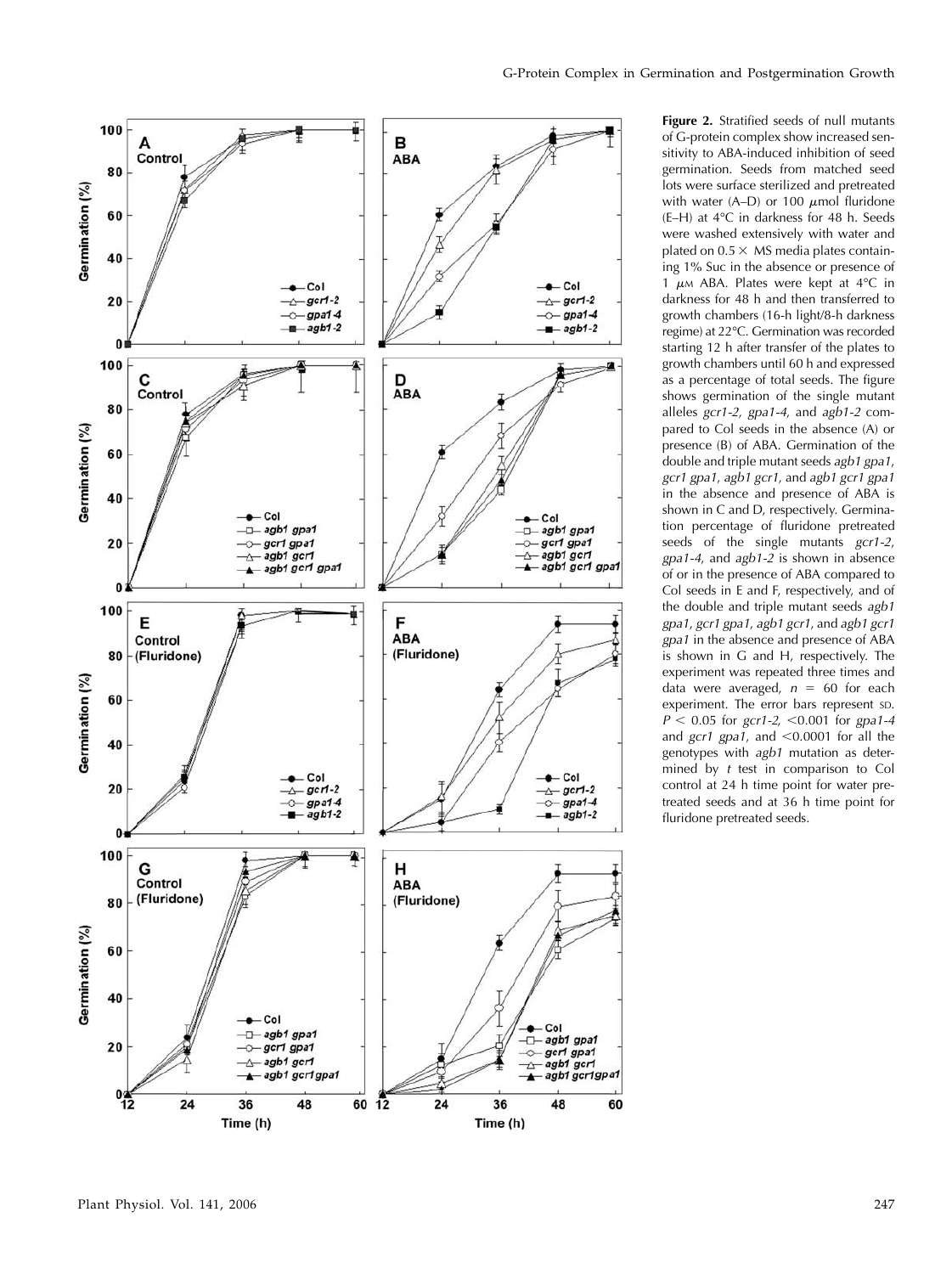**Figure 2.** Stratified seeds of null mutants of G-protein complex show increased sensitivity to ABA-induced inhibition of seed germination. Seeds from matched seed lots were surface sterilized and pretreated with water (A–D) or 100 $\mu$mol fluridone (E–H) at 4°C in darkness for 48 h. Seeds were washed extensively with water and plated on $0.5\times$ MS media plates containing 1% Suc in the absence or presence of 1 $\mu$M ABA. Plates were kept at 4°C in darkness for 48 h and then transferred to growth chambers (16-h light/8-h darkness regime) at 22°C. Germination was recorded starting 12 h after transfer of the plates to growth chambers until 60 h and expressed as a percentage of total seeds. The figure shows germination of the single mutant alleles *gcr1-2*, *gpa1-4*, and *agb1-2* compared to Col seeds in the absence (A) or presence (B) of ABA. Germination of the double and triple mutant seeds *agb1 gpa1*, *gcr1 gpa1*, *agb1 gcr1*, and *agb1 gcr1 gpa1* in the absence and presence of ABA is shown in C and D, respectively. Germination percentage of fluridone pretreated seeds of the single mutants *gcr1-2*, *gpa1-4*, and *agb1-2* is shown in absence of or in the presence of ABA compared to Col seeds in E and F, respectively, and of the double and triple mutant seeds *agb1 gpa1*, *gcr1 gpa1*, *agb1 gcr1*, and *agb1 gcr1 gpa1* in the absence and presence of ABA is shown in G and H, respectively. The experiment was repeated three times and data were averaged, $n = 60$ for each experiment. The error bars represent SD. $P < 0.05$ for *gcr1-2*, $<0.001$ for *gpa1-4* and *gcr1 gpa1*, and $<0.0001$ for all the genotypes with *agb1* mutation as determined by *t* test in comparison to Col control at 24 h time point for water pretreated seeds and at 36 h time point for fluridone pretreated seeds.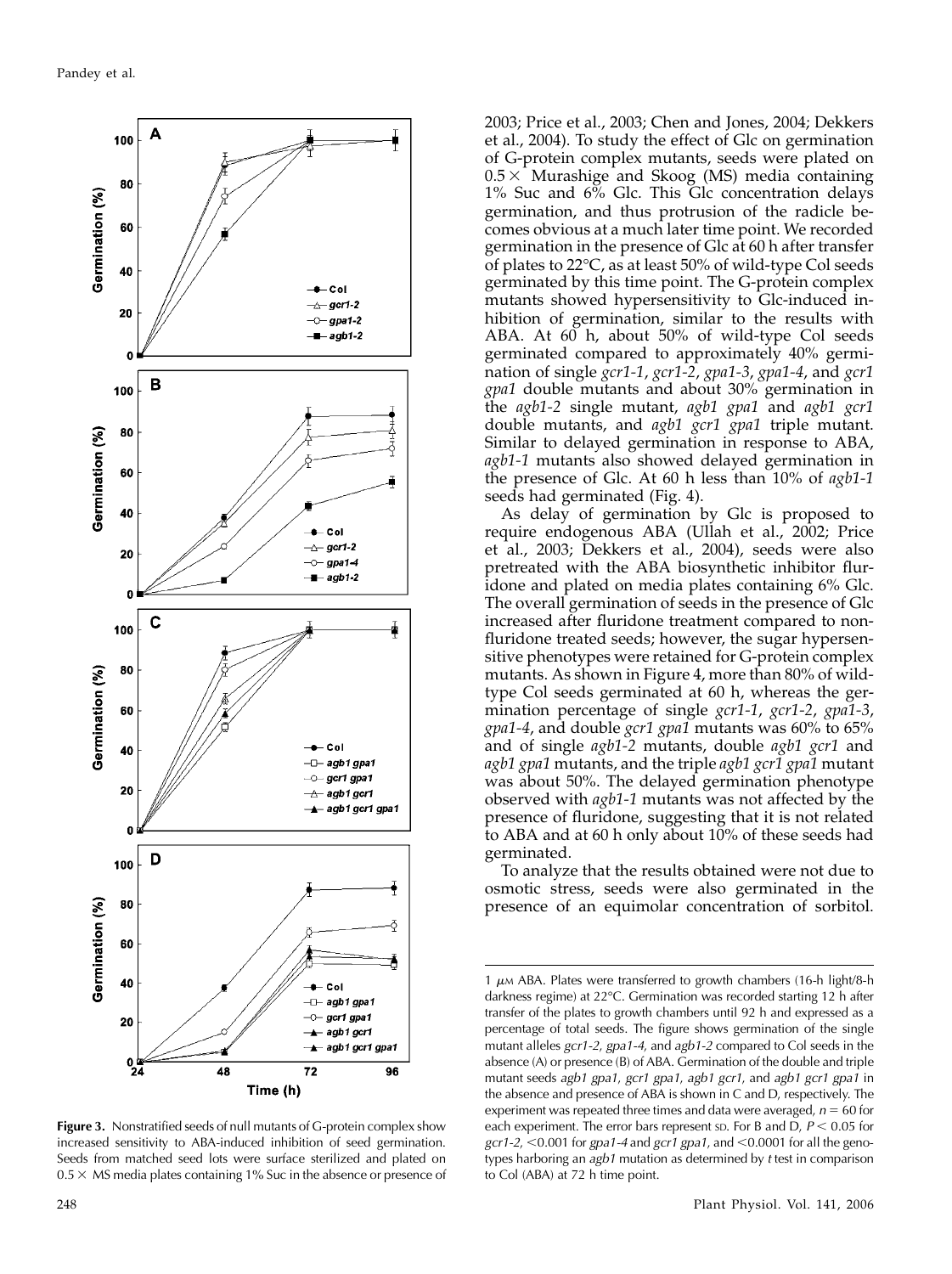2003; Price et al., 2003; Chen and Jones, 2004; Dekkers et al., 2004). To study the effect of Glc on germination of G-protein complex mutants, seeds were plated on 0.5× Murashige and Skoog (MS) media containing 1% Suc and 6% Glc. This Glc concentration delays germination, and thus protrusion of the radicle becomes obvious at a much later time point. We recorded germination in the presence of Glc at 60 h after transfer of plates to 22°C, as at least 50% of wild-type Col seeds germinated by this time point. The G-protein complex mutants showed hypersensitivity to Glc-induced inhibition of germination, similar to the results with ABA. At 60 h, about 50% of wild-type Col seeds germinated compared to approximately 40% germination of single *gcr1-1*, *gcr1-2*, *gpa1-3*, *gpa1-4*, and *gcr1 gpa1* double mutants and about 30% germination in the *agb1-2* single mutant, *agb1 gpa1* and *agb1 gcr1* double mutants, and *agb1 gcr1 gpa1* triple mutant. Similar to delayed germination in response to ABA, *agb1-1* mutants also showed delayed germination in the presence of Glc. At 60 h less than 10% of *agb1-1* seeds had germinated (Fig. 4).

As delay of germination by Glc is proposed to require endogenous ABA (Ullah et al., 2002; Price et al., 2003; Dekkers et al., 2004), seeds were also pretreated with the ABA biosynthetic inhibitor fluridone and plated on media plates containing 6% Glc. The overall germination of seeds in the presence of Glc increased after fluridone treatment compared to nonfluridone treated seeds; however, the sugar hypersensitive phenotypes were retained for G-protein complex mutants. As shown in Figure 4, more than 80% of wild-type Col seeds germinated at 60 h, whereas the germination percentage of single *gcr1-1*, *gcr1-2*, *gpa1-3*, *gpa1-4*, and double *gcr1 gpa1* mutants was 60% to 65% and of single *agb1-2* mutants, double *agb1 gcr1* and *agb1 gpa1* mutants, and the triple *agb1 gcr1 gpa1* mutant was about 50%. The delayed germination phenotype observed with *agb1-1* mutants was not affected by the presence of fluridone, suggesting that it is not related to ABA and at 60 h only about 10% of these seeds had germinated.

To analyze that the results obtained were not due to osmotic stress, seeds were also germinated in the presence of an equimolar concentration of sorbitol.

**Figure 3.** Nonstratified seeds of null mutants of G-protein complex show increased sensitivity to ABA-induced inhibition of seed germination. Seeds from matched seed lots were surface sterilized and plated on 0.5× MS media plates containing 1% Suc in the absence or presence of 1 $\mu$M ABA. Plates were transferred to growth chambers (16-h light/8-h darkness regime) at 22°C. Germination was recorded starting 12 h after transfer of the plates to growth chambers until 92 h and expressed as a percentage of total seeds. The figure shows germination of the single mutant alleles *gcr1-2*, *gpa1-4*, and *agb1-2* compared to Col seeds in the absence (A) or presence (B) of ABA. Germination of the double and triple mutant seeds *agb1 gpa1*, *gcr1 gpa1*, *agb1 gcr1*, and *agb1 gcr1 gpa1* in the absence and presence of ABA is shown in C and D, respectively. The experiment was repeated three times and data were averaged, $n = 60$ for each experiment. The error bars represent SD. For B and D, $P < 0.05$ for *gcr1-2*, $<0.001$ for *gpa1-4* and *gcr1 gpa1*, and $<0.0001$ for all the genotypes harboring an *agb1* mutation as determined by *t* test in comparison to Col (ABA) at 72 h time point.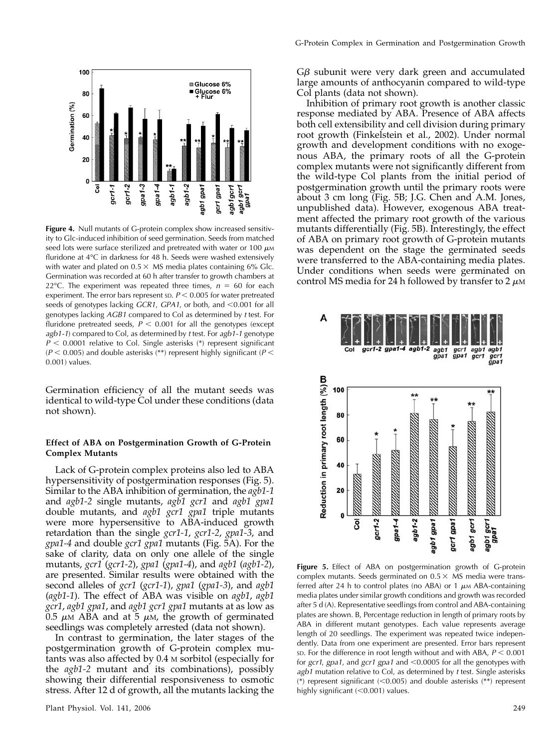**Figure 4.** Null mutants of G-protein complex show increased sensitivity to Glc-induced inhibition of seed germination. Seeds from matched seed lots were surface sterilized and pretreated with water or 100 $\mu$M fluridone at 4°C in darkness for 48 h. Seeds were washed extensively with water and plated on 0.5× MS media plates containing 6% Glc. Germination was recorded at 60 h after transfer to growth chambers at 22°C. The experiment was repeated three times, $n = 60$ for each experiment. The error bars represent SD. $P < 0.005$ for water pretreated seeds of genotypes lacking *GCR1*, *GPA1*, or both, and $<0.001$ for all genotypes lacking *AGB1* compared to Col as determined by *t* test. For fluridone pretreated seeds, $P < 0.001$ for all the genotypes (except *agb1-1*) compared to Col, as determined by *t* test. For *agb1-1* genotype $P < 0.0001$ relative to Col. Single asterisks (*) represent significant ($P < 0.005$) and double asterisks (**) represent highly significant ($P < 0.001$) values.

Germination efficiency of all the mutant seeds was identical to wild-type Col under these conditions (data not shown).

#### Effect of ABA on Postgermination Growth of G-Protein Complex Mutants

Lack of G-protein complex proteins also led to ABA hypersensitivity of postgermination responses (Fig. 5). Similar to the ABA inhibition of germination, the *agb1-1* and *agb1-2* single mutants, *agb1 gcr1* and *agb1 gpa1* double mutants, and *agb1 gcr1 gpa1* triple mutants were more hypersensitive to ABA-induced growth retardation than the single *gcr1-1*, *gcr1-2*, *gpa1-3*, and *gpa1-4* and double *gcr1 gpa1* mutants (Fig. 5A). For the sake of clarity, data on only one allele of the single mutants, *gcr1* (*gcr1-2*), *gpa1* (*gpa1-4*), and *agb1* (*agb1-2*), are presented. Similar results were obtained with the second alleles of *gcr1* (*gcr1-1*), *gpa1* (*gpa1-3*), and *agb1* (*agb1-1*). The effect of ABA was visible on *agb1*, *agb1 gcr1*, *agb1 gpa1*, and *agb1 gcr1 gpa1* mutants at as low as 0.5 $\mu$M ABA and at 5 $\mu$M, the growth of germinated seedlings was completely arrested (data not shown).

In contrast to germination, the later stages of the postgermination growth of G-protein complex mutants was also affected by 0.4 M sorbitol (especially for the *agb1-2* mutant and its combinations), possibly showing their differential responsiveness to osmotic stress. After 12 d of growth, all the mutants lacking the G$\beta$ subunit were very dark green and accumulated large amounts of anthocyanin compared to wild-type Col plants (data not shown).

Inhibition of primary root growth is another classic response mediated by ABA. Presence of ABA affects both cell extensibility and cell division during primary root growth (Finkelstein et al., 2002). Under normal growth and development conditions with no exogenous ABA, the primary roots of all the G-protein complex mutants were not significantly different from the wild-type Col plants from the initial period of postgermination growth until the primary roots were about 3 cm long (Fig. 5B; J.G. Chen and A.M. Jones, unpublished data). However, exogenous ABA treatment affected the primary root growth of the various mutants differentially (Fig. 5B). Interestingly, the effect of ABA on primary root growth of G-protein mutants was dependent on the stage the germinated seeds were transferred to the ABA-containing media plates. Under conditions when seeds were germinated on control MS media for 24 h followed by transfer to 2 $\mu$M

**Figure 5.** Effect of ABA on postgermination growth of G-protein complex mutants. Seeds germinated on 0.5× MS media were transferred after 24 h to control plates (no ABA) or 1 $\mu$M ABA-containing media plates under similar growth conditions and growth was recorded after 5 d (A). Representative seedlings from control and ABA-containing plates are shown. B, Percentage reduction in length of primary roots by ABA in different mutant genotypes. Each value represents average length of 20 seedlings. The experiment was repeated twice independently. Data from one experiment are presented. Error bars represent SD. For the difference in root length without and with ABA, $P < 0.001$ for *gcr1*, *gpa1*, and *gcr1 gpa1* and $<0.0005$ for all the genotypes with *agb1* mutation relative to Col, as determined by *t* test. Single asterisks (*) represent significant ($<0.005$) and double asterisks (**) represent highly significant ($<0.001$) values.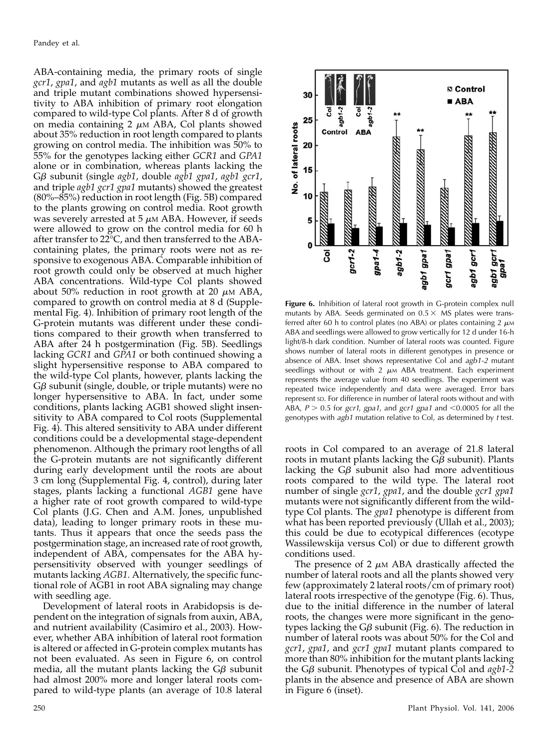ABA-containing media, the primary roots of single *gcr1*, *gpa1*, and *agb1* mutants as well as all the double and triple mutant combinations showed hypersensitivity to ABA inhibition of primary root elongation compared to wild-type Col plants. After 8 d of growth on media containing 2 $\mu$M ABA, Col plants showed about 35% reduction in root length compared to plants growing on control media. The inhibition was 50% to 55% for the genotypes lacking either *GCR1* and *GPA1* alone or in combination, whereas plants lacking the G$\beta$ subunit (single *agb1*, double *agb1 gpa1*, *agb1 gcr1*, and triple *agb1 gcr1 gpa1* mutants) showed the greatest (80%–85%) reduction in root length (Fig. 5B) compared to the plants growing on control media. Root growth was severely arrested at 5 $\mu$M ABA. However, if seeds were allowed to grow on the control media for 60 h after transfer to 22°C, and then transferred to the ABA-containing plates, the primary roots were not as responsive to exogenous ABA. Comparable inhibition of root growth could only be observed at much higher ABA concentrations. Wild-type Col plants showed about 50% reduction in root growth at 20 $\mu$M ABA, compared to growth on control media at 8 d (Supplemental Fig. 4). Inhibition of primary root length of the G-protein mutants was different under these conditions compared to their growth when transferred to ABA after 24 h postgermination (Fig. 5B). Seedlings lacking *GCR1* and *GPA1* or both continued showing a slight hypersensitive response to ABA compared to the wild-type Col plants, however, plants lacking the G$\beta$ subunit (single, double, or triple mutants) were no longer hypersensitive to ABA. In fact, under some conditions, plants lacking AGB1 showed slight insensitivity to ABA compared to Col roots (Supplemental Fig. 4). This altered sensitivity to ABA under different conditions could be a developmental stage-dependent phenomenon. Although the primary root lengths of all the G-protein mutants are not significantly different during early development until the roots are about 3 cm long (Supplemental Fig. 4, control), during later stages, plants lacking a functional *AGB1* gene have a higher rate of root growth compared to wild-type Col plants (J.G. Chen and A.M. Jones, unpublished data), leading to longer primary roots in these mutants. Thus it appears that once the seeds pass the postgermination stage, an increased rate of root growth, independent of ABA, compensates for the ABA hypersensitivity observed with younger seedlings of mutants lacking *AGB1*. Alternatively, the specific functional role of AGB1 in root ABA signaling may change with seedling age.

Development of lateral roots in Arabidopsis is dependent on the integration of signals from auxin, ABA, and nutrient availability (Casimiro et al., 2003). However, whether ABA inhibition of lateral root formation is altered or affected in G-protein complex mutants has not been evaluated. As seen in Figure 6, on control media, all the mutant plants lacking the G$\beta$ subunit had almost 200% more and longer lateral roots compared to wild-type plants (an average of 10.8 lateral roots in Col compared to an average of 21.8 lateral roots in mutant plants lacking the G$\beta$ subunit). Plants lacking the G$\beta$ subunit also had more adventitious roots compared to the wild type. The lateral root number of single *gcr1*, *gpa1*, and the double *gcr1 gpa1* mutants were not significantly different from the wild-type Col plants. The *gpa1* phenotype is different from what has been reported previously (Ullah et al., 2003); this could be due to ecotypical differences (ecotype Wassilewskija versus Col) or due to different growth conditions used.

The presence of 2 $\mu$M ABA drastically affected the number of lateral roots and all the plants showed very few (approximately 2 lateral roots/cm of primary root) lateral roots irrespective of the genotype (Fig. 6). Thus, due to the initial difference in the number of lateral roots, the changes were more significant in the genotypes lacking the G$\beta$ subunit (Fig. 6). The reduction in number of lateral roots was about 50% for the Col and *gcr1*, *gpa1*, and *gcr1 gpa1* mutant plants compared to more than 80% inhibition for the mutant plants lacking the G$\beta$ subunit. Phenotypes of typical Col and *agb1-2* plants in the absence and presence of ABA are shown in Figure 6 (inset).

**Figure 6.** Inhibition of lateral root growth in G-protein complex null mutants by ABA. Seeds germinated on 0.5× MS plates were transferred after 60 h to control plates (no ABA) or plates containing 2 $\mu$M ABA and seedlings were allowed to grow vertically for 12 d under 16-h light/8-h dark condition. Number of lateral roots was counted. Figure shows number of lateral roots in different genotypes in presence or absence of ABA. Inset shows representative Col and *agb1-2* mutant seedlings without or with 2 $\mu$M ABA treatment. Each experiment represents the average value from 40 seedlings. The experiment was repeated twice independently and data were averaged. Error bars represent SD. For difference in number of lateral roots without and with ABA, $P > 0.5$ for *gcr1*, *gpa1*, and *gcr1 gpa1* and $<0.0005$ for all the genotypes with *agb1* mutation relative to Col, as determined by *t* test.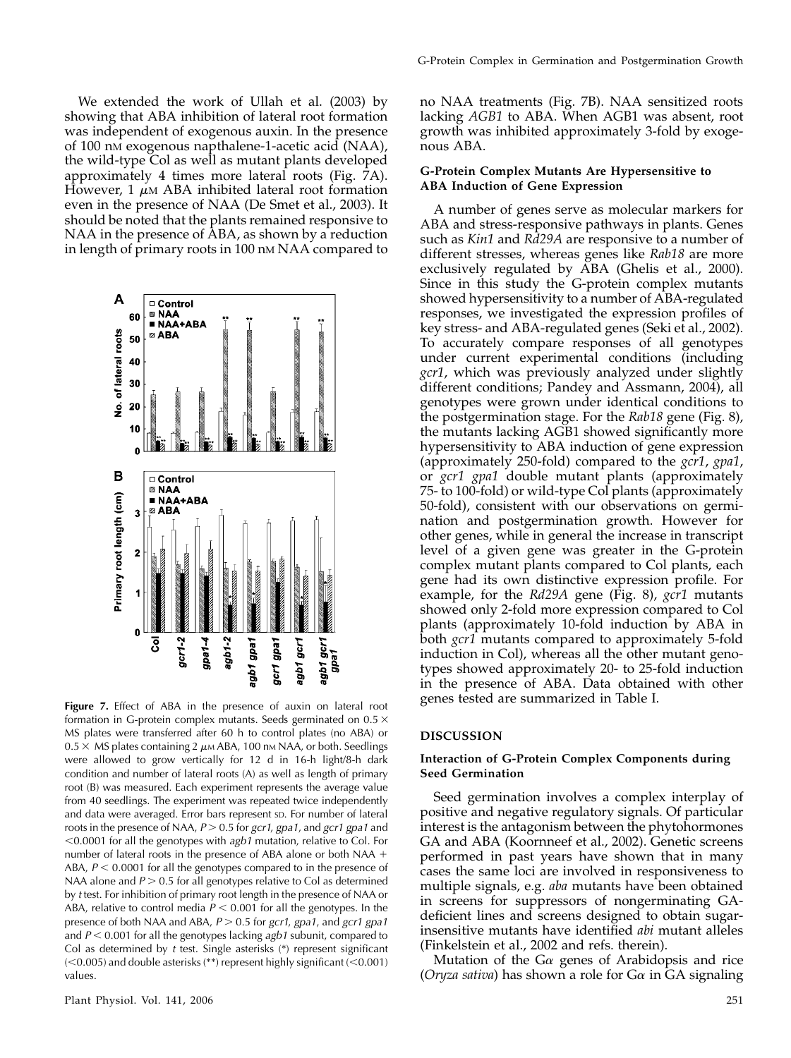We extended the work of Ullah et al. (2003) by showing that ABA inhibition of lateral root formation was independent of exogenous auxin. In the presence of 100 nM exogenous napthalene-1-acetic acid (NAA), the wild-type Col as well as mutant plants developed approximately 4 times more lateral roots (Fig. 7A). However, 1 $\mu$M ABA inhibited lateral root formation even in the presence of NAA (De Smet et al., 2003). It should be noted that the plants remained responsive to NAA in the presence of ABA, as shown by a reduction in length of primary roots in 100 nM NAA compared to no NAA treatments (Fig. 7B). NAA sensitized roots lacking *AGB1* to ABA. When AGB1 was absent, root growth was inhibited approximately 3-fold by exogenous ABA.

**Figure 7.** Effect of ABA in the presence of auxin on lateral root formation in G-protein complex mutants. Seeds germinated on 0.5 × MS plates were transferred after 60 h to control plates (no ABA) or 0.5 × MS plates containing 2 $\mu$M ABA, 100 nM NAA, or both. Seedlings were allowed to grow vertically for 12 d in 16-h light/8-h dark condition and number of lateral roots (A) as well as length of primary root (B) was measured. Each experiment represents the average value from 40 seedlings. The experiment was repeated twice independently and data were averaged. Error bars represent SD. For number of lateral roots in the presence of NAA, $P > 0.5$ for *gcr1*, *gpa1*, and *gcr1 gpa1* and $<0.0001$ for all the genotypes with *agb1* mutation, relative to Col. For number of lateral roots in the presence of ABA alone or both NAA + ABA, $P < 0.0001$ for all the genotypes compared to in the presence of NAA alone and $P > 0.5$ for all genotypes relative to Col as determined by *t* test. For inhibition of primary root length in the presence of NAA or ABA, relative to control media $P < 0.001$ for all the genotypes. In the presence of both NAA and ABA, $P > 0.5$ for *gcr1*, *gpa1*, and *gcr1 gpa1* and $P < 0.001$ for all the genotypes lacking *agb1* subunit, compared to Col as determined by *t* test. Single asterisks (*) represent significant ($<0.005$) and double asterisks (**) represent highly significant ($<0.001$) values.

### G-Protein Complex Mutants Are Hypersensitive to ABA Induction of Gene Expression

A number of genes serve as molecular markers for ABA and stress-responsive pathways in plants. Genes such as *Kin1* and *Rd29A* are responsive to a number of different stresses, whereas genes like *Rab18* are more exclusively regulated by ABA (Ghelis et al., 2000). Since in this study the G-protein complex mutants showed hypersensitivity to a number of ABA-regulated responses, we investigated the expression profiles of key stress- and ABA-regulated genes (Seki et al., 2002). To accurately compare responses of all genotypes under current experimental conditions (including *gcr1*, which was previously analyzed under slightly different conditions; Pandey and Assmann, 2004), all genotypes were grown under identical conditions to the postgermination stage. For the *Rab18* gene (Fig. 8), the mutants lacking AGB1 showed significantly more hypersensitivity to ABA induction of gene expression (approximately 250-fold) compared to the *gcr1*, *gpa1*, or *gcr1 gpa1* double mutant plants (approximately 75- to 100-fold) or wild-type Col plants (approximately 50-fold), consistent with our observations on germination and postgermination growth. However for other genes, while in general the increase in transcript level of a given gene was greater in the G-protein complex mutant plants compared to Col plants, each gene had its own distinctive expression profile. For example, for the *Rd29A* gene (Fig. 8), *gcr1* mutants showed only 2-fold more expression compared to Col plants (approximately 10-fold induction by ABA in both *gcr1* mutants compared to approximately 5-fold induction in Col), whereas all the other mutant genotypes showed approximately 20- to 25-fold induction in the presence of ABA. Data obtained with other genes tested are summarized in Table I.

## DISCUSSION

### Interaction of G-Protein Complex Components during Seed Germination

Seed germination involves a complex interplay of positive and negative regulatory signals. Of particular interest is the antagonism between the phytohormones GA and ABA (Koornneef et al., 2002). Genetic screens performed in past years have shown that in many cases the same loci are involved in responsiveness to multiple signals, e.g. *aba* mutants have been obtained in screens for suppressors of nongerminating GA-deficient lines and screens designed to obtain sugar-insensitive mutants have identified *abi* mutant alleles (Finkelstein et al., 2002 and refs. therein).

Mutation of the G$\alpha$ genes of Arabidopsis and rice (*Oryza sativa*) has shown a role for G$\alpha$ in GA signaling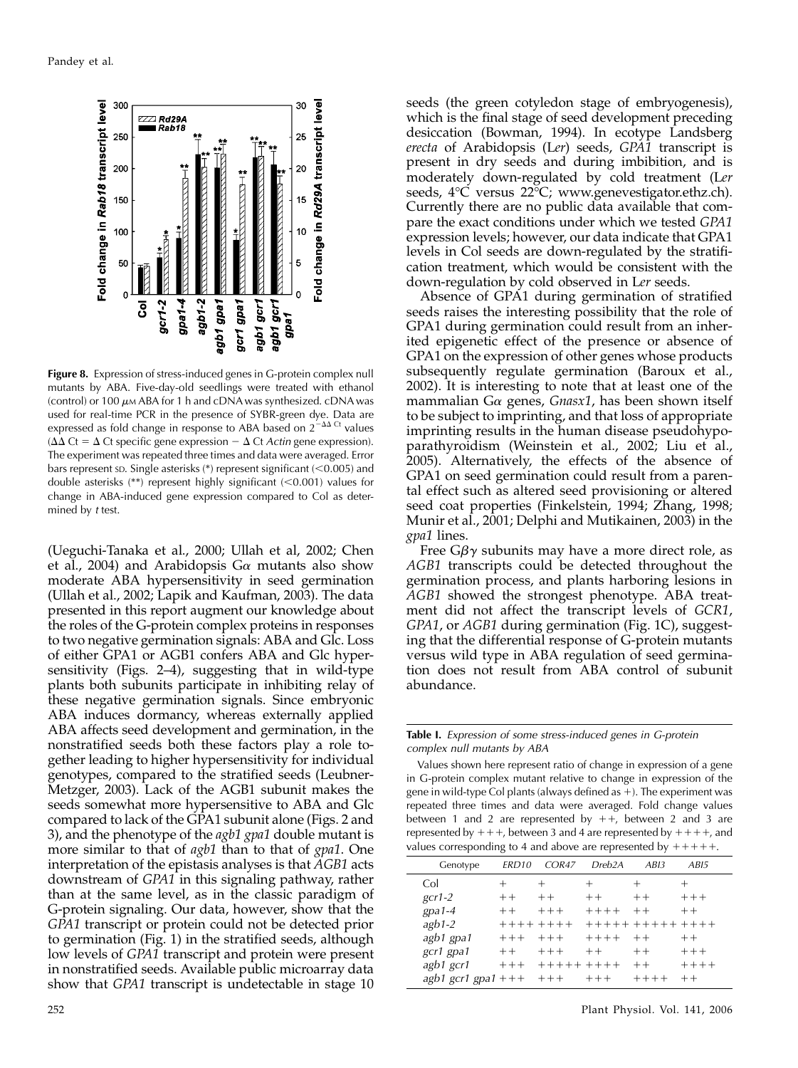**Figure 8.** Expression of stress-induced genes in G-protein complex null mutants by ABA. Five-day-old seedlings were treated with ethanol (control) or 100 $\mu$M ABA for 1 h and cDNA was synthesized. cDNA was used for real-time PCR in the presence of SYBR-green dye. Data are expressed as fold change in response to ABA based on $2^{-\Delta\Delta Ct}$ values ($\Delta\Delta$ Ct = $\Delta$ Ct specific gene expression − $\Delta$ Ct *Actin* gene expression). The experiment was repeated three times and data were averaged. Error bars represent SD. Single asterisks (*) represent significant (<0.005) and double asterisks (**) represent highly significant (<0.001) values for change in ABA-induced gene expression compared to Col as determined by *t* test.

(Ueguchi-Tanaka et al., 2000; Ullah et al, 2002; Chen et al., 2004) and Arabidopsis G$\alpha$ mutants also show moderate ABA hypersensitivity in seed germination (Ullah et al., 2002; Lapik and Kaufman, 2003). The data presented in this report augment our knowledge about the roles of the G-protein complex proteins in responses to two negative germination signals: ABA and Glc. Loss of either GPA1 or AGB1 confers ABA and Glc hypersensitivity (Figs. 2–4), suggesting that in wild-type plants both subunits participate in inhibiting relay of these negative germination signals. Since embryonic ABA induces dormancy, whereas externally applied ABA affects seed development and germination, in the nonstratified seeds both these factors play a role together leading to higher hypersensitivity for individual genotypes, compared to the stratified seeds (Leubner-Metzger, 2003). Lack of the AGB1 subunit makes the seeds somewhat more hypersensitive to ABA and Glc compared to lack of the GPA1 subunit alone (Figs. 2 and 3), and the phenotype of the *agb1 gpa1* double mutant is more similar to that of *agb1* than to that of *gpa1*. One interpretation of the epistasis analyses is that *AGB1* acts downstream of *GPA1* in this signaling pathway, rather than at the same level, as in the classic paradigm of G-protein signaling. Our data, however, show that the *GPA1* transcript or protein could not be detected prior to germination (Fig. 1) in the stratified seeds, although low levels of *GPA1* transcript and protein were present in nonstratified seeds. Available public microarray data show that *GPA1* transcript is undetectable in stage 10 seeds (the green cotyledon stage of embryogenesis), which is the final stage of seed development preceding desiccation (Bowman, 1994). In ecotype Landsberg *erecta* of Arabidopsis (L*er*) seeds, *GPA1* transcript is present in dry seeds and during imbibition, and is moderately down-regulated by cold treatment (L*er* seeds, 4°C versus 22°C; www.genevestigator.ethz.ch). Currently there are no public data available that compare the exact conditions under which we tested *GPA1* expression levels; however, our data indicate that GPA1 levels in Col seeds are down-regulated by the stratification treatment, which would be consistent with the down-regulation by cold observed in L*er* seeds.

Absence of GPA1 during germination of stratified seeds raises the interesting possibility that the role of GPA1 during germination could result from an inherited epigenetic effect of the presence or absence of GPA1 on the expression of other genes whose products subsequently regulate germination (Baroux et al., 2002). It is interesting to note that at least one of the mammalian G$\alpha$ genes, *Gnasx1*, has been shown itself to be subject to imprinting, and that loss of appropriate imprinting results in the human disease pseudohypoparathyroidism (Weinstein et al., 2002; Liu et al., 2005). Alternatively, the effects of the absence of GPA1 on seed germination could result from a parental effect such as altered seed provisioning or altered seed coat properties (Finkelstein, 1994; Zhang, 1998; Munir et al., 2001; Delphi and Mutikainen, 2003) in the *gpa1* lines.

Free G$\beta\gamma$ subunits may have a more direct role, as *AGB1* transcripts could be detected throughout the germination process, and plants harboring lesions in *AGB1* showed the strongest phenotype. ABA treatment did not affect the transcript levels of *GCR1*, *GPA1*, or *AGB1* during germination (Fig. 1C), suggesting that the differential response of G-protein mutants versus wild type in ABA regulation of seed germination does not result from ABA control of subunit abundance.

**Table I.** *Expression of some stress-induced genes in G-protein complex null mutants by ABA*

Values shown here represent ratio of change in expression of a gene in G-protein complex mutant relative to change in expression of the gene in wild-type Col plants (always defined as +). The experiment was repeated three times and data were averaged. Fold change values between 1 and 2 are represented by ++, between 2 and 3 are represented by +++, between 3 and 4 are represented by ++++, and values corresponding to 4 and above are represented by +++++.

| Genotype | *ERD10* | *COR47* | *Dreb2A* | *ABI3* | *ABI5* |
|---|---|---|---|---|---|
| Col | + | + | + | + | + |
| *gcr1-2* | ++ | ++ | ++ | ++ | +++ |
| *gpa1-4* | ++ | +++ | ++++ | ++ | ++ |
| *agb1-2* | ++++ | ++++ | +++++ | +++++ | ++++ |
| *agb1 gpa1* | +++ | +++ | ++++ | ++ | ++ |
| *gcr1 gpa1* | ++ | +++ | ++ | ++ | +++ |
| *agb1 gcr1* | +++ | +++++ | ++++ | ++ | ++++ |
| *agb1 gcr1 gpa1* | +++ | +++ | +++ | ++++ | ++ |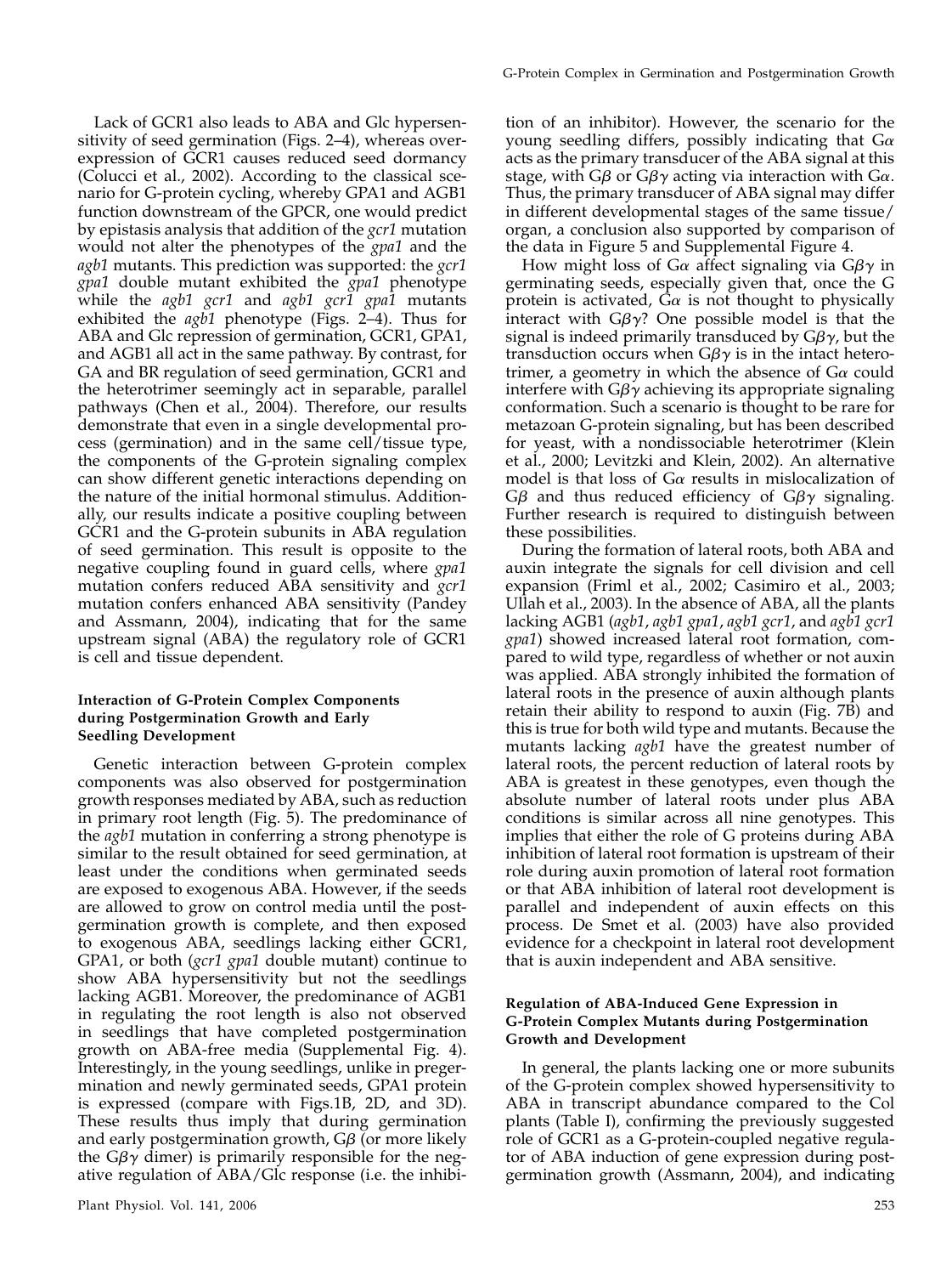Lack of GCR1 also leads to ABA and Glc hypersensitivity of seed germination (Figs. 2–4), whereas overexpression of GCR1 causes reduced seed dormancy (Colucci et al., 2002). According to the classical scenario for G-protein cycling, whereby GPA1 and AGB1 function downstream of the GPCR, one would predict by epistasis analysis that addition of the *gcr1* mutation would not alter the phenotypes of the *gpa1* and the *agb1* mutants. This prediction was supported: the *gcr1 gpa1* double mutant exhibited the *gpa1* phenotype while the *agb1 gcr1* and *agb1 gcr1 gpa1* mutants exhibited the *agb1* phenotype (Figs. 2–4). Thus for ABA and Glc repression of germination, GCR1, GPA1, and AGB1 all act in the same pathway. By contrast, for GA and BR regulation of seed germination, GCR1 and the heterotrimer seemingly act in separable, parallel pathways (Chen et al., 2004). Therefore, our results demonstrate that even in a single developmental process (germination) and in the same cell/tissue type, the components of the G-protein signaling complex can show different genetic interactions depending on the nature of the initial hormonal stimulus. Additionally, our results indicate a positive coupling between GCR1 and the G-protein subunits in ABA regulation of seed germination. This result is opposite to the negative coupling found in guard cells, where *gpa1* mutation confers reduced ABA sensitivity and *gcr1* mutation confers enhanced ABA sensitivity (Pandey and Assmann, 2004), indicating that for the same upstream signal (ABA) the regulatory role of GCR1 is cell and tissue dependent.

#### Interaction of G-Protein Complex Components during Postgermination Growth and Early Seedling Development

Genetic interaction between G-protein complex components was also observed for postgermination growth responses mediated by ABA, such as reduction in primary root length (Fig. 5). The predominance of the *agb1* mutation in conferring a strong phenotype is similar to the result obtained for seed germination, at least under the conditions when germinated seeds are exposed to exogenous ABA. However, if the seeds are allowed to grow on control media until the postgermination growth is complete, and then exposed to exogenous ABA, seedlings lacking either GCR1, GPA1, or both (*gcr1 gpa1* double mutant) continue to show ABA hypersensitivity but not the seedlings lacking AGB1. Moreover, the predominance of AGB1 in regulating the root length is also not observed in seedlings that have completed postgermination growth on ABA-free media (Supplemental Fig. 4). Interestingly, in the young seedlings, unlike in pregermination and newly germinated seeds, GPA1 protein is expressed (compare with Figs.1B, 2D, and 3D). These results thus imply that during germination and early postgermination growth, G$\beta$ (or more likely the G$\beta\gamma$ dimer) is primarily responsible for the negative regulation of ABA/Glc response (i.e. the inhibition of an inhibitor). However, the scenario for the young seedling differs, possibly indicating that G$\alpha$ acts as the primary transducer of the ABA signal at this stage, with G$\beta$ or G$\beta\gamma$ acting via interaction with G$\alpha$. Thus, the primary transducer of ABA signal may differ in different developmental stages of the same tissue/organ, a conclusion also supported by comparison of the data in Figure 5 and Supplemental Figure 4.

How might loss of G$\alpha$ affect signaling via G$\beta\gamma$ in germinating seeds, especially given that, once the G protein is activated, G$\alpha$ is not thought to physically interact with G$\beta\gamma$? One possible model is that the signal is indeed primarily transduced by G$\beta\gamma$, but the transduction occurs when G$\beta\gamma$ is in the intact heterotrimer, a geometry in which the absence of G$\alpha$ could interfere with G$\beta\gamma$ achieving its appropriate signaling conformation. Such a scenario is thought to be rare for metazoan G-protein signaling, but has been described for yeast, with a nondissociable heterotrimer (Klein et al., 2000; Levitzki and Klein, 2002). An alternative model is that loss of G$\alpha$ results in mislocalization of G$\beta$ and thus reduced efficiency of G$\beta\gamma$ signaling. Further research is required to distinguish between these possibilities.

During the formation of lateral roots, both ABA and auxin integrate the signals for cell division and cell expansion (Friml et al., 2002; Casimiro et al., 2003; Ullah et al., 2003). In the absence of ABA, all the plants lacking AGB1 (*agb1*, *agb1 gpa1*, *agb1 gcr1*, and *agb1 gcr1 gpa1*) showed increased lateral root formation, compared to wild type, regardless of whether or not auxin was applied. ABA strongly inhibited the formation of lateral roots in the presence of auxin although plants retain their ability to respond to auxin (Fig. 7B) and this is true for both wild type and mutants. Because the mutants lacking *agb1* have the greatest number of lateral roots, the percent reduction of lateral roots by ABA is greatest in these genotypes, even though the absolute number of lateral roots under plus ABA conditions is similar across all nine genotypes. This implies that either the role of G proteins during ABA inhibition of lateral root formation is upstream of their role during auxin promotion of lateral root formation or that ABA inhibition of lateral root development is parallel and independent of auxin effects on this process. De Smet et al. (2003) have also provided evidence for a checkpoint in lateral root development that is auxin independent and ABA sensitive.

#### Regulation of ABA-Induced Gene Expression in G-Protein Complex Mutants during Postgermination Growth and Development

In general, the plants lacking one or more subunits of the G-protein complex showed hypersensitivity to ABA in transcript abundance compared to the Col plants (Table I), confirming the previously suggested role of GCR1 as a G-protein-coupled negative regulator of ABA induction of gene expression during postgermination growth (Assmann, 2004), and indicating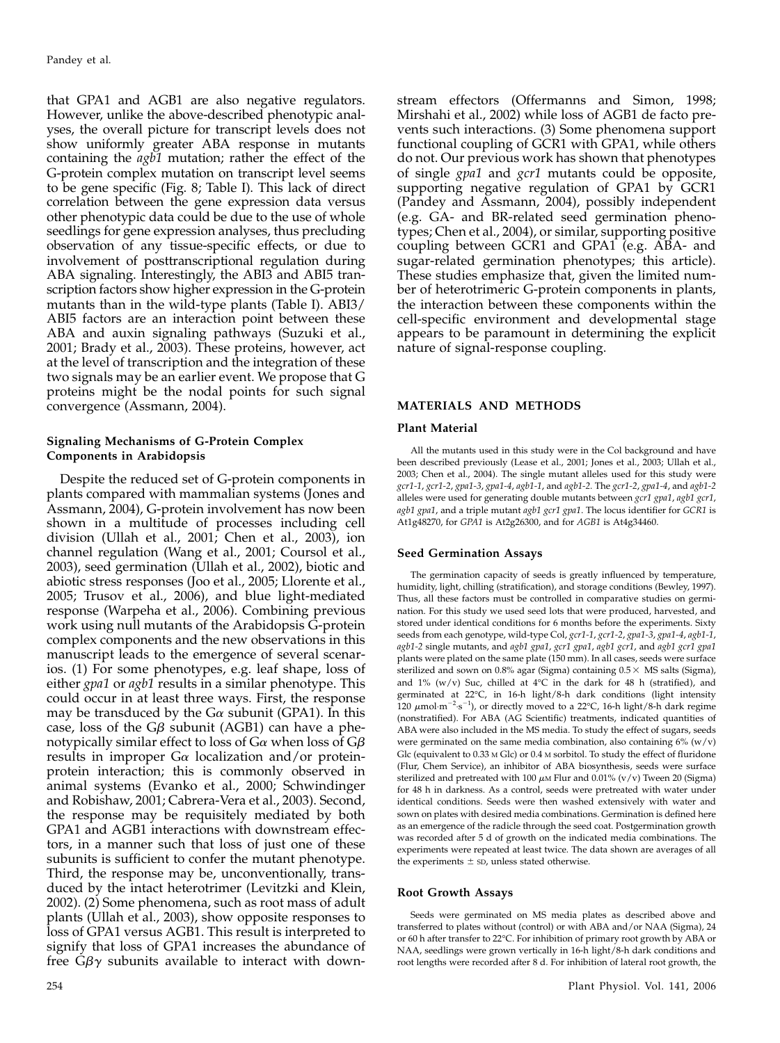that GPA1 and AGB1 are also negative regulators. However, unlike the above-described phenotypic analyses, the overall picture for transcript levels does not show uniformly greater ABA response in mutants containing the *agb1* mutation; rather the effect of the G-protein complex mutation on transcript level seems to be gene specific (Fig. 8; Table I). This lack of direct correlation between the gene expression data versus other phenotypic data could be due to the use of whole seedlings for gene expression analyses, thus precluding observation of any tissue-specific effects, or due to involvement of posttranscriptional regulation during ABA signaling. Interestingly, the ABI3 and ABI5 transcription factors show higher expression in the G-protein mutants than in the wild-type plants (Table I). ABI3/ABI5 factors are an interaction point between these ABA and auxin signaling pathways (Suzuki et al., 2001; Brady et al., 2003). These proteins, however, act at the level of transcription and the integration of these two signals may be an earlier event. We propose that G proteins might be the nodal points for such signal convergence (Assmann, 2004).

### Signaling Mechanisms of G-Protein Complex Components in Arabidopsis

Despite the reduced set of G-protein components in plants compared with mammalian systems (Jones and Assmann, 2004), G-protein involvement has now been shown in a multitude of processes including cell division (Ullah et al., 2001; Chen et al., 2003), ion channel regulation (Wang et al., 2001; Coursol et al., 2003), seed germination (Ullah et al., 2002), biotic and abiotic stress responses (Joo et al., 2005; Llorente et al., 2005; Trusov et al., 2006), and blue light-mediated response (Warpeha et al., 2006). Combining previous work using null mutants of the Arabidopsis G-protein complex components and the new observations in this manuscript leads to the emergence of several scenarios. (1) For some phenotypes, e.g. leaf shape, loss of either *gpa1* or *agb1* results in a similar phenotype. This could occur in at least three ways. First, the response may be transduced by the G$\alpha$ subunit (GPA1). In this case, loss of the G$\beta$ subunit (AGB1) can have a phenotypically similar effect to loss of G$\alpha$ when loss of G$\beta$ results in improper G$\alpha$ localization and/or protein-protein interaction; this is commonly observed in animal systems (Evanko et al., 2000; Schwindinger and Robishaw, 2001; Cabrera-Vera et al., 2003). Second, the response may be requisitely mediated by both GPA1 and AGB1 interactions with downstream effectors, in a manner such that loss of just one of these subunits is sufficient to confer the mutant phenotype. Third, the response may be, unconventionally, transduced by the intact heterotrimer (Levitzki and Klein, 2002). (2) Some phenomena, such as root mass of adult plants (Ullah et al., 2003), show opposite responses to loss of GPA1 versus AGB1. This result is interpreted to signify that loss of GPA1 increases the abundance of free G$\beta\gamma$ subunits available to interact with downstream effectors (Offermanns and Simon, 1998; Mirshahi et al., 2002) while loss of AGB1 de facto prevents such interactions. (3) Some phenomena support functional coupling of GCR1 with GPA1, while others do not. Our previous work has shown that phenotypes of single *gpa1* and *gcr1* mutants could be opposite, supporting negative regulation of GPA1 by GCR1 (Pandey and Assmann, 2004), possibly independent (e.g. GA- and BR-related seed germination phenotypes; Chen et al., 2004), or similar, supporting positive coupling between GCR1 and GPA1 (e.g. ABA- and sugar-related germination phenotypes; this article). These studies emphasize that, given the limited number of heterotrimeric G-protein components in plants, the interaction between these components within the cell-specific environment and developmental stage appears to be paramount in determining the explicit nature of signal-response coupling.

## MATERIALS AND METHODS

### Plant Material

All the mutants used in this study were in the Col background and have been described previously (Lease et al., 2001; Jones et al., 2003; Ullah et al., 2003; Chen et al., 2004). The single mutant alleles used for this study were *gcr1-1*, *gcr1-2*, *gpa1-3*, *gpa1-4*, *agb1-1*, and *agb1-2*. The *gcr1-2*, *gpa1-4*, and *agb1-2* alleles were used for generating double mutants between *gcr1 gpa1*, *agb1 gcr1*, *agb1 gpa1*, and a triple mutant *agb1 gcr1 gpa1*. The locus identifier for *GCR1* is At1g48270, for *GPA1* is At2g26300, and for *AGB1* is At4g34460.

### Seed Germination Assays

The germination capacity of seeds is greatly influenced by temperature, humidity, light, chilling (stratification), and storage conditions (Bewley, 1997). Thus, all these factors must be controlled in comparative studies on germination. For this study we used seed lots that were produced, harvested, and stored under identical conditions for 6 months before the experiments. Sixty seeds from each genotype, wild-type Col, *gcr1-1*, *gcr1-2*, *gpa1-3*, *gpa1-4*, *agb1-1*, *agb1-2* single mutants, and *agb1 gpa1*, *gcr1 gpa1*, *agb1 gcr1*, and *agb1 gcr1 gpa1* plants were plated on the same plate (150 mm). In all cases, seeds were surface sterilized and sown on 0.8% agar (Sigma) containing 0.5× MS salts (Sigma), and 1% (w/v) Suc, chilled at 4°C in the dark for 48 h (stratified), and germinated at 22°C, in 16-h light/8-h dark conditions (light intensity 120 $\mu$mol·m$^{-2}$·s$^{-1}$), or directly moved to a 22°C, 16-h light/8-h dark regime (nonstratified). For ABA (AG Scientific) treatments, indicated quantities of ABA were also included in the MS media. To study the effect of sugars, seeds were germinated on the same media combination, also containing 6% (w/v) Glc (equivalent to 0.33 M Glc) or 0.4 M sorbitol. To study the effect of fluridone (Flur, Chem Service), an inhibitor of ABA biosynthesis, seeds were surface sterilized and pretreated with 100 $\mu$M Flur and 0.01% (v/v) Tween 20 (Sigma) for 48 h in darkness. As a control, seeds were pretreated with water under identical conditions. Seeds were then washed extensively with water and sown on plates with desired media combinations. Germination is defined here as an emergence of the radicle through the seed coat. Postgermination growth was recorded after 5 d of growth on the indicated media combinations. The experiments were repeated at least twice. The data shown are averages of all the experiments ± SD, unless stated otherwise.

### Root Growth Assays

Seeds were germinated on MS media plates as described above and transferred to plates without (control) or with ABA and/or NAA (Sigma), 24 or 60 h after transfer to 22°C. For inhibition of primary root growth by ABA or NAA, seedlings were grown vertically in 16-h light/8-h dark conditions and root lengths were recorded after 8 d. For inhibition of lateral root growth, the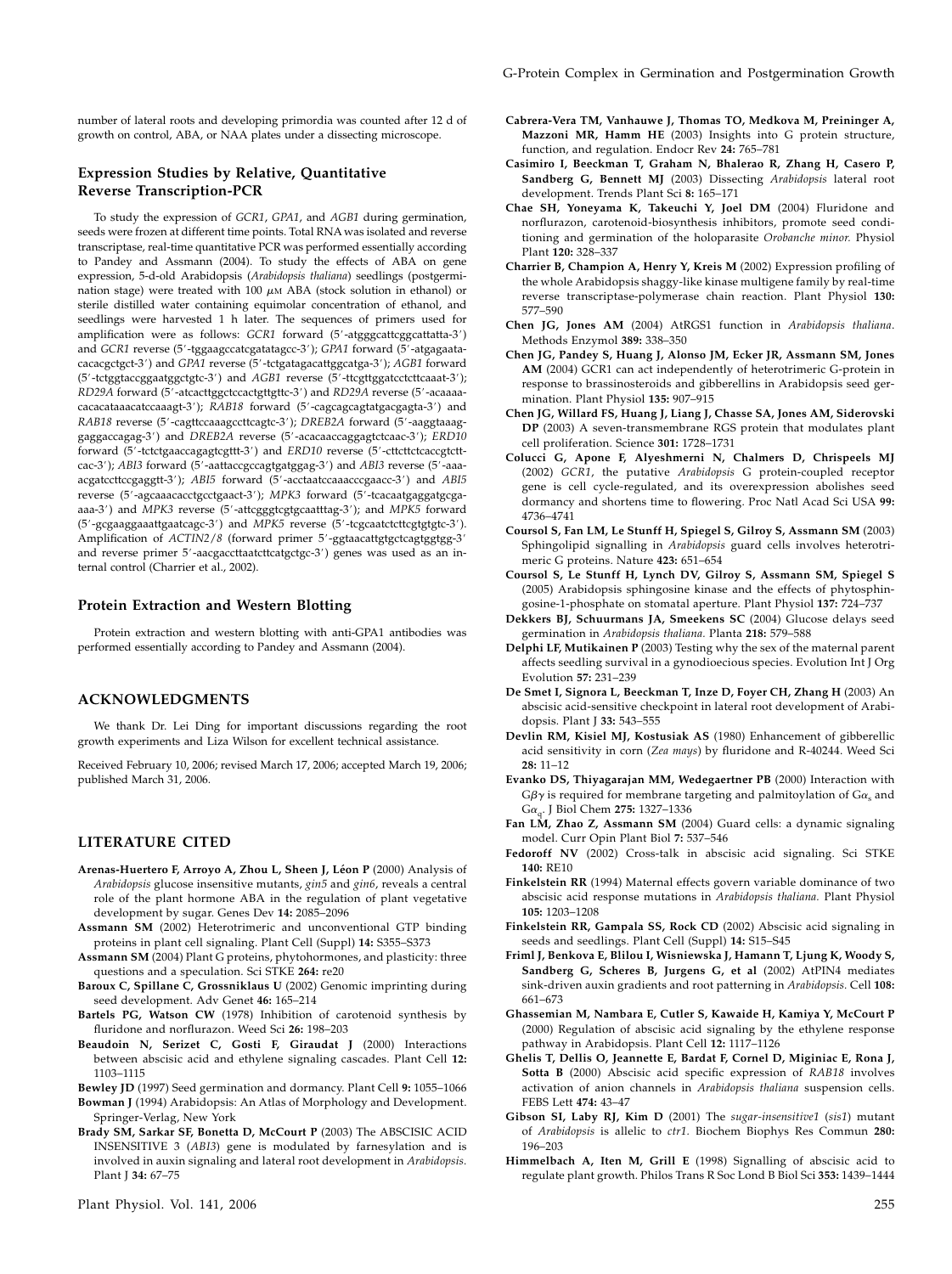number of lateral roots and developing primordia was counted after 12 d of growth on control, ABA, or NAA plates under a dissecting microscope.

### Expression Studies by Relative, Quantitative Reverse Transcription-PCR

To study the expression of *GCR1*, *GPA1*, and *AGB1* during germination, seeds were frozen at different time points. Total RNA was isolated and reverse transcriptase, real-time quantitative PCR was performed essentially according to Pandey and Assmann (2004). To study the effects of ABA on gene expression, 5-d-old Arabidopsis (*Arabidopsis thaliana*) seedlings (postgermination stage) were treated with 100 $\mu$M ABA (stock solution in ethanol) or sterile distilled water containing equimolar concentration of ethanol, and seedlings were harvested 1 h later. The sequences of primers used for amplification were as follows: *GCR1* forward (5′-atgggcattcggcattatta-3′) and *GCR1* reverse (5′-tggaagccatcgatatagcc-3′); *GPA1* forward (5′-atgagaatacacacgctgct-3′) and *GPA1* reverse (5′-tctgatagacattggcatga-3′); *AGB1* forward (5′-tctggtaccggaatggctgtc-3′) and *AGB1* reverse (5′-ttcgttggatcctcttcaaat-3′); *RD29A* forward (5′-atcacttggctccactgttgttc-3′) and *RD29A* reverse (5′-acaaaacacacataaacatccaaagt-3′); *RAB18* forward (5′-cagcagcagtatgacgagta-3′) and *RAB18* reverse (5′-cagttccaaagccttcagtc-3′); *DREB2A* forward (5′-aaggtaaaggaggaccagag-3′) and *DREB2A* reverse (5′-acacaaccaggagtctcaac-3′); *ERD10* forward (5′-tctctgaaccagagtcgttt-3′) and *ERD10* reverse (5′-cttcttctcaccgtcttcac-3′); *ABI3* forward (5′-aattaccgccagtgatggag-3′) and *ABI3* reverse (5′-aaaacgatccttccgaggtt-3′); *ABI5* forward (5′-acctaatccaaacccgaacc-3′) and *ABI5* reverse (5′-agcaaacacctgcctgaact-3′); *MPK3* forward (5′-tcacaatgaggatgcgaaaa-3′) and *MPK3* reverse (5′-attcgggtcgtgcaatttag-3′); and *MPK5* forward (5′-gcgaaggaaattgaatcagc-3′) and *MPK5* reverse (5′-tcgcaatctcttcgtgtgtc-3′). Amplification of *ACTIN2/8* (forward primer 5′-ggtaacattgtgctcagtggtgg-3′ and reverse primer 5′-aacgaccttaatcttcatgctgc-3′) genes was used as an internal control (Charrier et al., 2002).

### Protein Extraction and Western Blotting

Protein extraction and western blotting with anti-GPA1 antibodies was performed essentially according to Pandey and Assmann (2004).

## ACKNOWLEDGMENTS

We thank Dr. Lei Ding for important discussions regarding the root growth experiments and Liza Wilson for excellent technical assistance.

Received February 10, 2006; revised March 17, 2006; accepted March 19, 2006; published March 31, 2006.

## LITERATURE CITED

**Arenas-Huertero F, Arroyo A, Zhou L, Sheen J, Léon P** (2000) Analysis of *Arabidopsis* glucose insensitive mutants, *gin5* and *gin6*, reveals a central role of the plant hormone ABA in the regulation of plant vegetative development by sugar. Genes Dev **14:** 2085–2096

**Assmann SM** (2002) Heterotrimeric and unconventional GTP binding proteins in plant cell signaling. Plant Cell (Suppl) **14:** S355–S373

**Assmann SM** (2004) Plant G proteins, phytohormones, and plasticity: three questions and a speculation. Sci STKE **264:** re20

**Baroux C, Spillane C, Grossniklaus U** (2002) Genomic imprinting during seed development. Adv Genet **46:** 165–214

**Bartels PG, Watson CW** (1978) Inhibition of carotenoid synthesis by fluridone and norflurazon. Weed Sci **26:** 198–203

**Beaudoin N, Serizet C, Gosti F, Giraudat J** (2000) Interactions between abscisic acid and ethylene signaling cascades. Plant Cell **12:** 1103–1115

**Bewley JD** (1997) Seed germination and dormancy. Plant Cell **9:** 1055–1066

**Bowman J** (1994) Arabidopsis: An Atlas of Morphology and Development. Springer-Verlag, New York

**Brady SM, Sarkar SF, Bonetta D, McCourt P** (2003) The ABSCISIC ACID INSENSITIVE 3 (*ABI3*) gene is modulated by farnesylation and is involved in auxin signaling and lateral root development in *Arabidopsis*. Plant J **34:** 67–75

**Cabrera-Vera TM, Vanhauwe J, Thomas TO, Medkova M, Preininger A, Mazzoni MR, Hamm HE** (2003) Insights into G protein structure, function, and regulation. Endocr Rev **24:** 765–781

**Casimiro I, Beeckman T, Graham N, Bhalerao R, Zhang H, Casero P, Sandberg G, Bennett MJ** (2003) Dissecting *Arabidopsis* lateral root development. Trends Plant Sci **8:** 165–171

**Chae SH, Yoneyama K, Takeuchi Y, Joel DM** (2004) Fluridone and norflurazon, carotenoid-biosynthesis inhibitors, promote seed conditioning and germination of the holoparasite *Orobanche minor.* Physiol Plant **120:** 328–337

**Charrier B, Champion A, Henry Y, Kreis M** (2002) Expression profiling of the whole Arabidopsis shaggy-like kinase multigene family by real-time reverse transcriptase-polymerase chain reaction. Plant Physiol **130:** 577–590

**Chen JG, Jones AM** (2004) AtRGS1 function in *Arabidopsis thaliana*. Methods Enzymol **389:** 338–350

**Chen JG, Pandey S, Huang J, Alonso JM, Ecker JR, Assmann SM, Jones AM** (2004) GCR1 can act independently of heterotrimeric G-protein in response to brassinosteroids and gibberellins in Arabidopsis seed germination. Plant Physiol **135:** 907–915

**Chen JG, Willard FS, Huang J, Liang J, Chasse SA, Jones AM, Siderovski DP** (2003) A seven-transmembrane RGS protein that modulates plant cell proliferation. Science **301:** 1728–1731

**Colucci G, Apone F, Alyeshmerni N, Chalmers D, Chrispeels MJ** (2002) *GCR1*, the putative *Arabidopsis* G protein-coupled receptor gene is cell cycle-regulated, and its overexpression abolishes seed dormancy and shortens time to flowering. Proc Natl Acad Sci USA **99:** 4736–4741

**Coursol S, Fan LM, Le Stunff H, Spiegel S, Gilroy S, Assmann SM** (2003) Sphingolipid signalling in *Arabidopsis* guard cells involves heterotrimeric G proteins. Nature **423:** 651–654

**Coursol S, Le Stunff H, Lynch DV, Gilroy S, Assmann SM, Spiegel S** (2005) Arabidopsis sphingosine kinase and the effects of phytosphingosine-1-phosphate on stomatal aperture. Plant Physiol **137:** 724–737

**Dekkers BJ, Schuurmans JA, Smeekens SC** (2004) Glucose delays seed germination in *Arabidopsis thaliana.* Planta **218:** 579–588

**Delphi LF, Mutikainen P** (2003) Testing why the sex of the maternal parent affects seedling survival in a gynodioecious species. Evolution Int J Org Evolution **57:** 231–239

**De Smet I, Signora L, Beeckman T, Inze D, Foyer CH, Zhang H** (2003) An abscisic acid-sensitive checkpoint in lateral root development of Arabidopsis. Plant J **33:** 543–555

**Devlin RM, Kisiel MJ, Kostusiak AS** (1980) Enhancement of gibberellic acid sensitivity in corn (*Zea mays*) by fluridone and R-40244. Weed Sci **28:** 11–12

**Evanko DS, Thiyagarajan MM, Wedegaertner PB** (2000) Interaction with $G\beta\gamma$ is required for membrane targeting and palmitoylation of $G\alpha_s$ and $G\alpha_q$. J Biol Chem **275:** 1327–1336

**Fan LM, Zhao Z, Assmann SM** (2004) Guard cells: a dynamic signaling model. Curr Opin Plant Biol **7:** 537–546

**Fedoroff NV** (2002) Cross-talk in abscisic acid signaling. Sci STKE **140:** RE10

**Finkelstein RR** (1994) Maternal effects govern variable dominance of two abscisic acid response mutations in *Arabidopsis thaliana.* Plant Physiol **105:** 1203–1208

**Finkelstein RR, Gampala SS, Rock CD** (2002) Abscisic acid signaling in seeds and seedlings. Plant Cell (Suppl) **14:** S15–S45

**Friml J, Benkova E, Blilou I, Wisniewska J, Hamann T, Ljung K, Woody S, Sandberg G, Scheres B, Jurgens G, et al** (2002) AtPIN4 mediates sink-driven auxin gradients and root patterning in *Arabidopsis.* Cell **108:** 661–673

**Ghassemian M, Nambara E, Cutler S, Kawaide H, Kamiya Y, McCourt P** (2000) Regulation of abscisic acid signaling by the ethylene response pathway in Arabidopsis. Plant Cell **12:** 1117–1126

**Ghelis T, Dellis O, Jeannette E, Bardat F, Cornel D, Miginiac E, Rona J, Sotta B** (2000) Abscisic acid specific expression of *RAB18* involves activation of anion channels in *Arabidopsis thaliana* suspension cells. FEBS Lett **474:** 43–47

**Gibson SI, Laby RJ, Kim D** (2001) The *sugar-insensitive1* (*sis1*) mutant of *Arabidopsis* is allelic to *ctr1.* Biochem Biophys Res Commun **280:** 196–203

**Himmelbach A, Iten M, Grill E** (1998) Signalling of abscisic acid to regulate plant growth. Philos Trans R Soc Lond B Biol Sci **353:** 1439–1444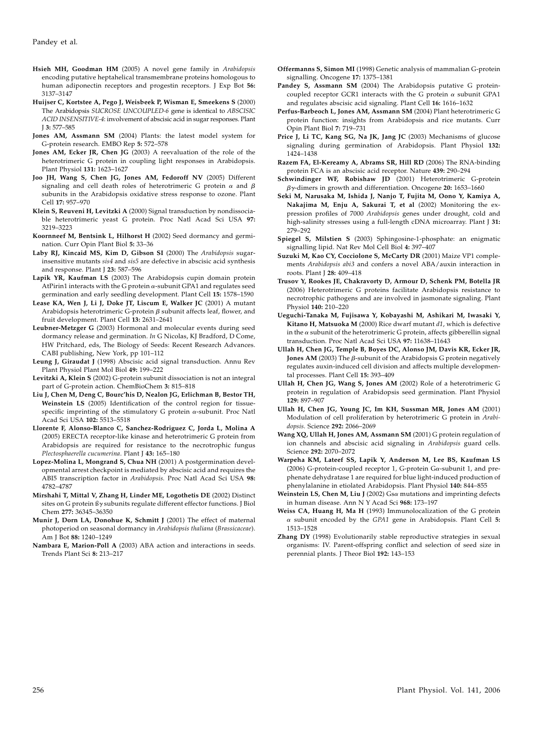**Hsieh MH, Goodman HM** (2005) A novel gene family in *Arabidopsis* encoding putative heptahelical transmembrane proteins homologous to human adiponectin receptors and progestin receptors. J Exp Bot **56:** 3137–3147

**Huijser C, Kortstee A, Pego J, Weisbeek P, Wisman E, Smeekens S** (2000) The Arabidopsis *SUCROSE UNCOUPLED-6* gene is identical to *ABSCISIC ACID INSENSITIVE-4*: involvement of abscisic acid in sugar responses. Plant J **3:** 577–585

**Jones AM, Assmann SM** (2004) Plants: the latest model system for G-protein research. EMBO Rep **5:** 572–578

**Jones AM, Ecker JR, Chen JG** (2003) A reevaluation of the role of the heterotrimeric G protein in coupling light responses in Arabidopsis. Plant Physiol **131:** 1623–1627

**Joo JH, Wang S, Chen JG, Jones AM, Fedoroff NV** (2005) Different signaling and cell death roles of heterotrimeric G protein $\alpha$ and $\beta$ subunits in the Arabidopsis oxidative stress response to ozone. Plant Cell **17:** 957–970

**Klein S, Reuveni H, Levitzki A** (2000) Signal transduction by nondissociable heterotrimeric yeast G protein. Proc Natl Acad Sci USA **97:** 3219–3223

**Koornneef M, Bentsink L, Hilhorst H** (2002) Seed dormancy and germination. Curr Opin Plant Biol **5:** 33–36

**Laby RJ, Kincaid MS, Kim D, Gibson SI** (2000) The *Arabidopsis* sugar-insensitive mutants *sis4* and *sis5* are defective in abscisic acid synthesis and response. Plant J **23:** 587–596

**Lapik YR, Kaufman LS** (2003) The Arabidopsis cupin domain protein AtPirin1 interacts with the G protein $\alpha$-subunit GPA1 and regulates seed germination and early seedling development. Plant Cell **15:** 1578–1590

**Lease KA, Wen J, Li J, Doke JT, Liscum E, Walker JC** (2001) A mutant Arabidopsis heterotrimeric G-protein $\beta$ subunit affects leaf, flower, and fruit development. Plant Cell **13:** 2631–2641

**Leubner-Metzger G** (2003) Hormonal and molecular events during seed dormancy release and germination. *In* G Nicolas, KJ Bradford, D Come, HW Pritchard, eds, The Biology of Seeds: Recent Research Advances. CABI publishing, New York, pp 101–112

**Leung J, Giraudat J** (1998) Abscisic acid signal transduction. Annu Rev Plant Physiol Plant Mol Biol **49:** 199–222

**Levitzki A, Klein S** (2002) G-protein subunit dissociation is not an integral part of G-protein action. ChemBioChem **3:** 815–818

**Liu J, Chen M, Deng C, Bourc'his D, Nealon JG, Erlichman B, Bestor TH, Weinstein LS** (2005) Identification of the control region for tissue-specific imprinting of the stimulatory G protein $\alpha$-subunit. Proc Natl Acad Sci USA **102:** 5513–5518

**Llorente F, Alonso-Blanco C, Sanchez-Rodriguez C, Jorda L, Molina A** (2005) ERECTA receptor-like kinase and heterotrimeric G protein from Arabidopsis are required for resistance to the necrotrophic fungus *Plectosphaerella cucumerina*. Plant J **43:** 165–180

**Lopez-Molina L, Mongrand S, Chua NH** (2001) A postgermination developmental arrest checkpoint is mediated by abscisic acid and requires the ABI5 transcription factor in *Arabidopsis*. Proc Natl Acad Sci USA **98:** 4782–4787

**Mirshahi T, Mittal V, Zhang H, Linder ME, Logothetis DE** (2002) Distinct sites on G protein ß$\gamma$ subunits regulate different effector functions. J Biol Chem **277:** 36345–36350

**Munir J, Dorn LA, Donohue K, Schmitt J** (2001) The effect of maternal photoperiod on seasonal dormancy in *Arabidopsis thaliana* (*Brassicaceae*). Am J Bot **88:** 1240–1249

**Nambara E, Marion-Poll A** (2003) ABA action and interactions in seeds. Trends Plant Sci **8:** 213–217

**Offermanns S, Simon MI** (1998) Genetic analysis of mammalian G-protein signalling. Oncogene **17:** 1375–1381

**Pandey S, Assmann SM** (2004) The Arabidopsis putative G protein-coupled receptor GCR1 interacts with the G protein $\alpha$ subunit GPA1 and regulates abscisic acid signaling. Plant Cell **16:** 1616–1632

**Perfus-Barbeoch L, Jones AM, Assmann SM** (2004) Plant heterotrimeric G protein function: insights from Arabidopsis and rice mutants. Curr Opin Plant Biol **7:** 719–731

**Price J, Li TC, Kang SG, Na JK, Jang JC** (2003) Mechanisms of glucose signaling during germination of Arabidopsis. Plant Physiol **132:** 1424–1438

**Razem FA, El-Kereamy A, Abrams SR, Hill RD** (2006) The RNA-binding protein FCA is an abscisic acid receptor. Nature **439:** 290–294

**Schwindinger WF, Robishaw JD** (2001) Heterotrimeric G-protein $\beta\gamma$-dimers in growth and differentiation. Oncogene **20:** 1653–1660

**Seki M, Narusaka M, Ishida J, Nanjo T, Fujita M, Oono Y, Kamiya A, Nakajima M, Enju A, Sakurai T, et al** (2002) Monitoring the expression profiles of 7000 *Arabidopsis* genes under drought, cold and high-salinity stresses using a full-length cDNA microarray. Plant J **31:** 279–292

**Spiegel S, Milstien S** (2003) Sphingosine-1-phosphate: an enigmatic signalling lipid. Nat Rev Mol Cell Biol **4:** 397–407

**Suzuki M, Kao CY, Cocciolone S, McCarty DR** (2001) Maize VP1 complements *Arabidopsis abi3* and confers a novel ABA/auxin interaction in roots. Plant J **28:** 409–418

**Trusov Y, Rookes JE, Chakravorty D, Armour D, Schenk PM, Botella JR** (2006) Heterotrimeric G proteins facilitate Arabidopsis resistance to necrotrophic pathogens and are involved in jasmonate signaling. Plant Physiol **140:** 210–220

**Ueguchi-Tanaka M, Fujisawa Y, Kobayashi M, Ashikari M, Iwasaki Y, Kitano H, Matsuoka M** (2000) Rice dwarf mutant *d1*, which is defective in the $\alpha$ subunit of the heterotrimeric G protein, affects gibberellin signal transduction. Proc Natl Acad Sci USA **97:** 11638–11643

**Ullah H, Chen JG, Temple B, Boyes DC, Alonso JM, Davis KR, Ecker JR, Jones AM** (2003) The $\beta$-subunit of the Arabidopsis G protein negatively regulates auxin-induced cell division and affects multiple developmental processes. Plant Cell **15:** 393–409

**Ullah H, Chen JG, Wang S, Jones AM** (2002) Role of a heterotrimeric G protein in regulation of Arabidopsis seed germination. Plant Physiol **129:** 897–907

**Ullah H, Chen JG, Young JC, Im KH, Sussman MR, Jones AM** (2001) Modulation of cell proliferation by heterotrimeric G protein in *Arabidopsis*. Science **292:** 2066–2069

**Wang XQ, Ullah H, Jones AM, Assmann SM** (2001) G protein regulation of ion channels and abscisic acid signaling in *Arabidopsis* guard cells. Science **292:** 2070–2072

**Warpeha KM, Lateef SS, Lapik Y, Anderson M, Lee BS, Kaufman LS** (2006) G-protein-coupled receptor 1, G-protein G$\alpha$-subunit 1, and prephenate dehydratase 1 are required for blue light-induced production of phenylalanine in etiolated Arabidopsis. Plant Physiol **140:** 844–855

**Weinstein LS, Chen M, Liu J** (2002) Gs$\alpha$ mutations and imprinting defects in human disease. Ann N Y Acad Sci **968:** 173–197

**Weiss CA, Huang H, Ma H** (1993) Immunolocalization of the G protein $\alpha$ subunit encoded by the *GPA1* gene in Arabidopsis. Plant Cell **5:** 1513–1528

**Zhang DY** (1998) Evolutionarily stable reproductive strategies in sexual organisms: IV. Parent-offspring conflict and selection of seed size in perennial plants. J Theor Biol **192:** 143–153